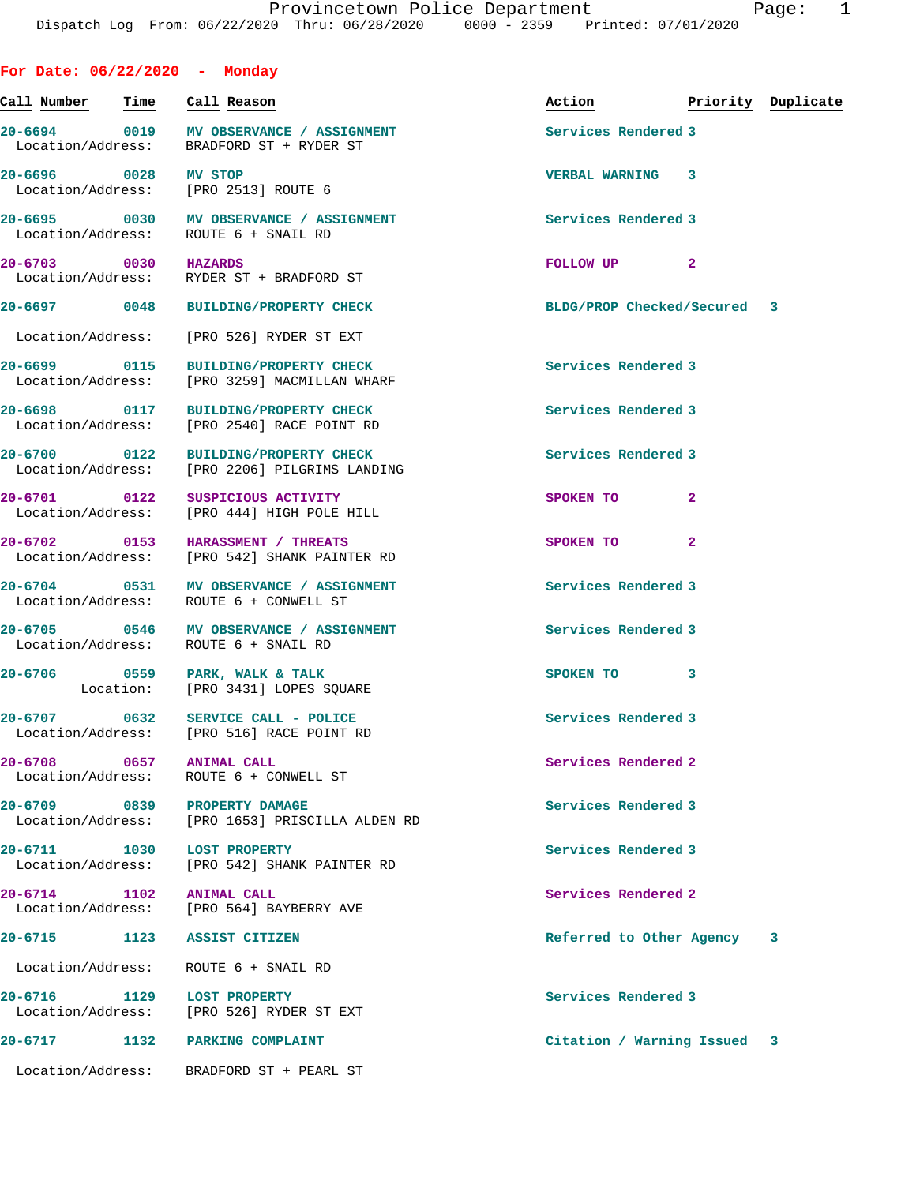# Provincetown Police Department

Dispatch Log From: 06/22/2020 Thru: 06/28/2020 0000 - 2359 Printed: 07/01/2020

## For Date: 06/22/2020 - Monday

| Call Number | Time | Call Reason | Action | Priority | Duplicate |
|---|---|---|---|---|---|
| 20-6694 | 0019 | MV OBSERVANCE / ASSIGNMENT | Services Rendered | 3 | |
| | | Location/Address: BRADFORD ST + RYDER ST | | | |
| 20-6696 | 0028 | MV STOP | VERBAL WARNING | 3 | |
| | | Location/Address: [PRO 2513] ROUTE 6 | | | |
| 20-6695 | 0030 | MV OBSERVANCE / ASSIGNMENT | Services Rendered | 3 | |
| | | Location/Address: ROUTE 6 + SNAIL RD | | | |
| 20-6703 | 0030 | HAZARDS | FOLLOW UP | 2 | |
| | | Location/Address: RYDER ST + BRADFORD ST | | | |
| 20-6697 | 0048 | BUILDING/PROPERTY CHECK | BLDG/PROP Checked/Secured | 3 | |
| | | Location/Address: [PRO 526] RYDER ST EXT | | | |
| 20-6699 | 0115 | BUILDING/PROPERTY CHECK | Services Rendered | 3 | |
| | | Location/Address: [PRO 3259] MACMILLAN WHARF | | | |
| 20-6698 | 0117 | BUILDING/PROPERTY CHECK | Services Rendered | 3 | |
| | | Location/Address: [PRO 2540] RACE POINT RD | | | |
| 20-6700 | 0122 | BUILDING/PROPERTY CHECK | Services Rendered | 3 | |
| | | Location/Address: [PRO 2206] PILGRIMS LANDING | | | |
| 20-6701 | 0122 | SUSPICIOUS ACTIVITY | SPOKEN TO | 2 | |
| | | Location/Address: [PRO 444] HIGH POLE HILL | | | |
| 20-6702 | 0153 | HARASSMENT / THREATS | SPOKEN TO | 2 | |
| | | Location/Address: [PRO 542] SHANK PAINTER RD | | | |
| 20-6704 | 0531 | MV OBSERVANCE / ASSIGNMENT | Services Rendered | 3 | |
| | | Location/Address: ROUTE 6 + CONWELL ST | | | |
| 20-6705 | 0546 | MV OBSERVANCE / ASSIGNMENT | Services Rendered | 3 | |
| | | Location/Address: ROUTE 6 + SNAIL RD | | | |
| 20-6706 | 0559 | PARK, WALK & TALK | SPOKEN TO | 3 | |
| | | Location: [PRO 3431] LOPES SQUARE | | | |
| 20-6707 | 0632 | SERVICE CALL - POLICE | Services Rendered | 3 | |
| | | Location/Address: [PRO 516] RACE POINT RD | | | |
| 20-6708 | 0657 | ANIMAL CALL | Services Rendered | 2 | |
| | | Location/Address: ROUTE 6 + CONWELL ST | | | |
| 20-6709 | 0839 | PROPERTY DAMAGE | Services Rendered | 3 | |
| | | Location/Address: [PRO 1653] PRISCILLA ALDEN RD | | | |
| 20-6711 | 1030 | LOST PROPERTY | Services Rendered | 3 | |
| | | Location/Address: [PRO 542] SHANK PAINTER RD | | | |
| 20-6714 | 1102 | ANIMAL CALL | Services Rendered | 2 | |
| | | Location/Address: [PRO 564] BAYBERRY AVE | | | |
| 20-6715 | 1123 | ASSIST CITIZEN | Referred to Other Agency | 3 | |
| | | Location/Address: ROUTE 6 + SNAIL RD | | | |
| 20-6716 | 1129 | LOST PROPERTY | Services Rendered | 3 | |
| | | Location/Address: [PRO 526] RYDER ST EXT | | | |
| 20-6717 | 1132 | PARKING COMPLAINT | Citation / Warning Issued | 3 | |
| | | Location/Address: BRADFORD ST + PEARL ST | | | |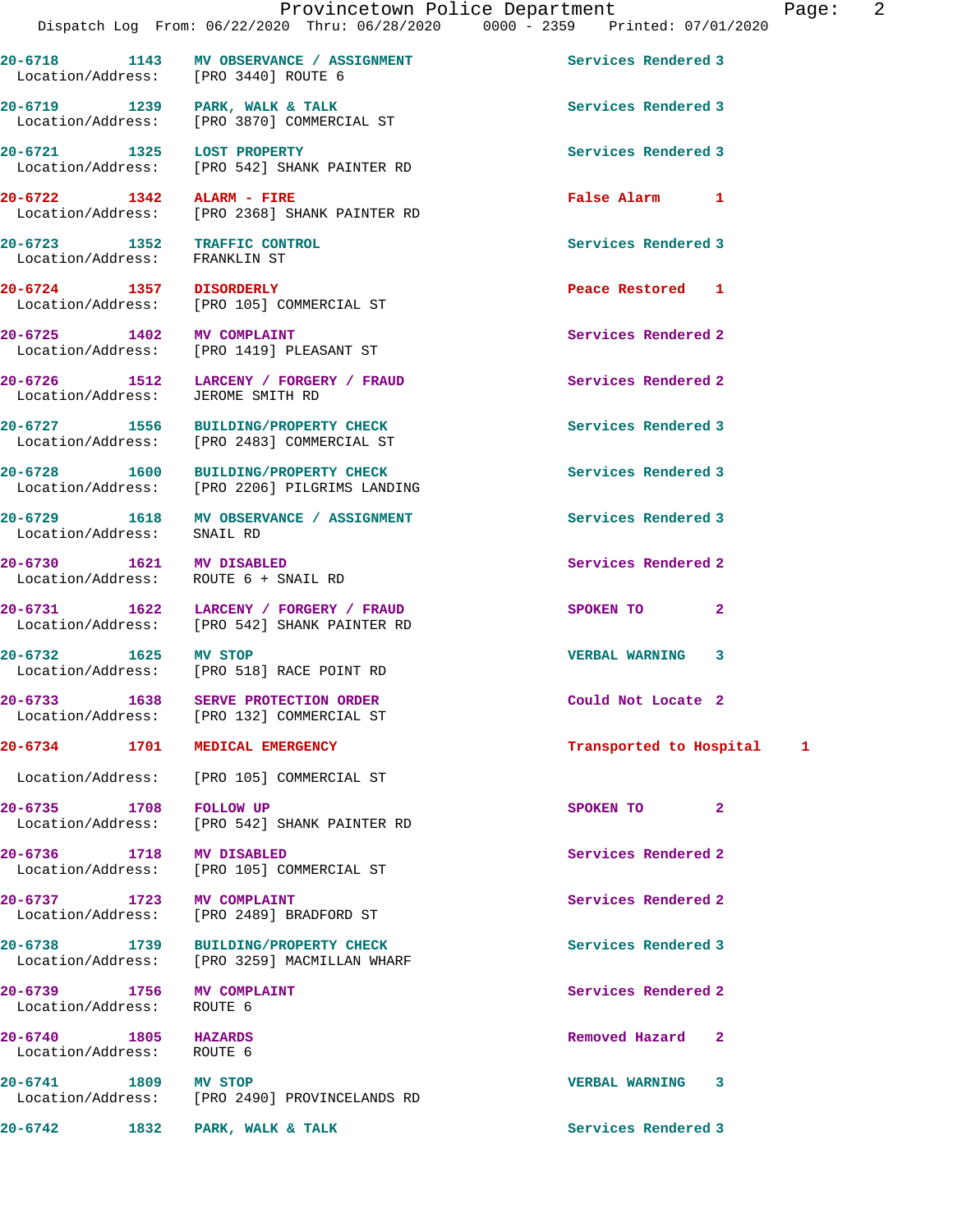20-6718 1143 MV OBSERVANCE / ASSIGNMENT Services Rendered 3
Location/Address: [PRO 3440] ROUTE 6

20-6719 1239 PARK, WALK & TALK Services Rendered 3
Location/Address: [PRO 3870] COMMERCIAL ST

20-6721 1325 LOST PROPERTY Services Rendered 3
Location/Address: [PRO 542] SHANK PAINTER RD

20-6722 1342 ALARM - FIRE False Alarm 1
Location/Address: [PRO 2368] SHANK PAINTER RD

20-6723 1352 TRAFFIC CONTROL Services Rendered 3
Location/Address: FRANKLIN ST

20-6724 1357 DISORDERLY Peace Restored 1
Location/Address: [PRO 105] COMMERCIAL ST

20-6725 1402 MV COMPLAINT Services Rendered 2
Location/Address: [PRO 1419] PLEASANT ST

20-6726 1512 LARCENY / FORGERY / FRAUD Services Rendered 2
Location/Address: JEROME SMITH RD

20-6727 1556 BUILDING/PROPERTY CHECK Services Rendered 3
Location/Address: [PRO 2483] COMMERCIAL ST

20-6728 1600 BUILDING/PROPERTY CHECK Services Rendered 3
Location/Address: [PRO 2206] PILGRIMS LANDING

20-6729 1618 MV OBSERVANCE / ASSIGNMENT Services Rendered 3
Location/Address: SNAIL RD

20-6730 1621 MV DISABLED Services Rendered 2
Location/Address: ROUTE 6 + SNAIL RD

20-6731 1622 LARCENY / FORGERY / FRAUD SPOKEN TO 2
Location/Address: [PRO 542] SHANK PAINTER RD

20-6732 1625 MV STOP VERBAL WARNING 3
Location/Address: [PRO 518] RACE POINT RD

20-6733 1638 SERVE PROTECTION ORDER Could Not Locate 2
Location/Address: [PRO 132] COMMERCIAL ST

20-6734 1701 MEDICAL EMERGENCY Transported to Hospital 1
Location/Address: [PRO 105] COMMERCIAL ST

20-6735 1708 FOLLOW UP SPOKEN TO 2
Location/Address: [PRO 542] SHANK PAINTER RD

20-6736 1718 MV DISABLED Services Rendered 2
Location/Address: [PRO 105] COMMERCIAL ST

20-6737 1723 MV COMPLAINT Services Rendered 2
Location/Address: [PRO 2489] BRADFORD ST

20-6738 1739 BUILDING/PROPERTY CHECK Services Rendered 3
Location/Address: [PRO 3259] MACMILLAN WHARF

20-6739 1756 MV COMPLAINT Services Rendered 2
Location/Address: ROUTE 6

20-6740 1805 HAZARDS Removed Hazard 2
Location/Address: ROUTE 6

20-6741 1809 MV STOP VERBAL WARNING 3
Location/Address: [PRO 2490] PROVINCELANDS RD

20-6742 1832 PARK, WALK & TALK Services Rendered 3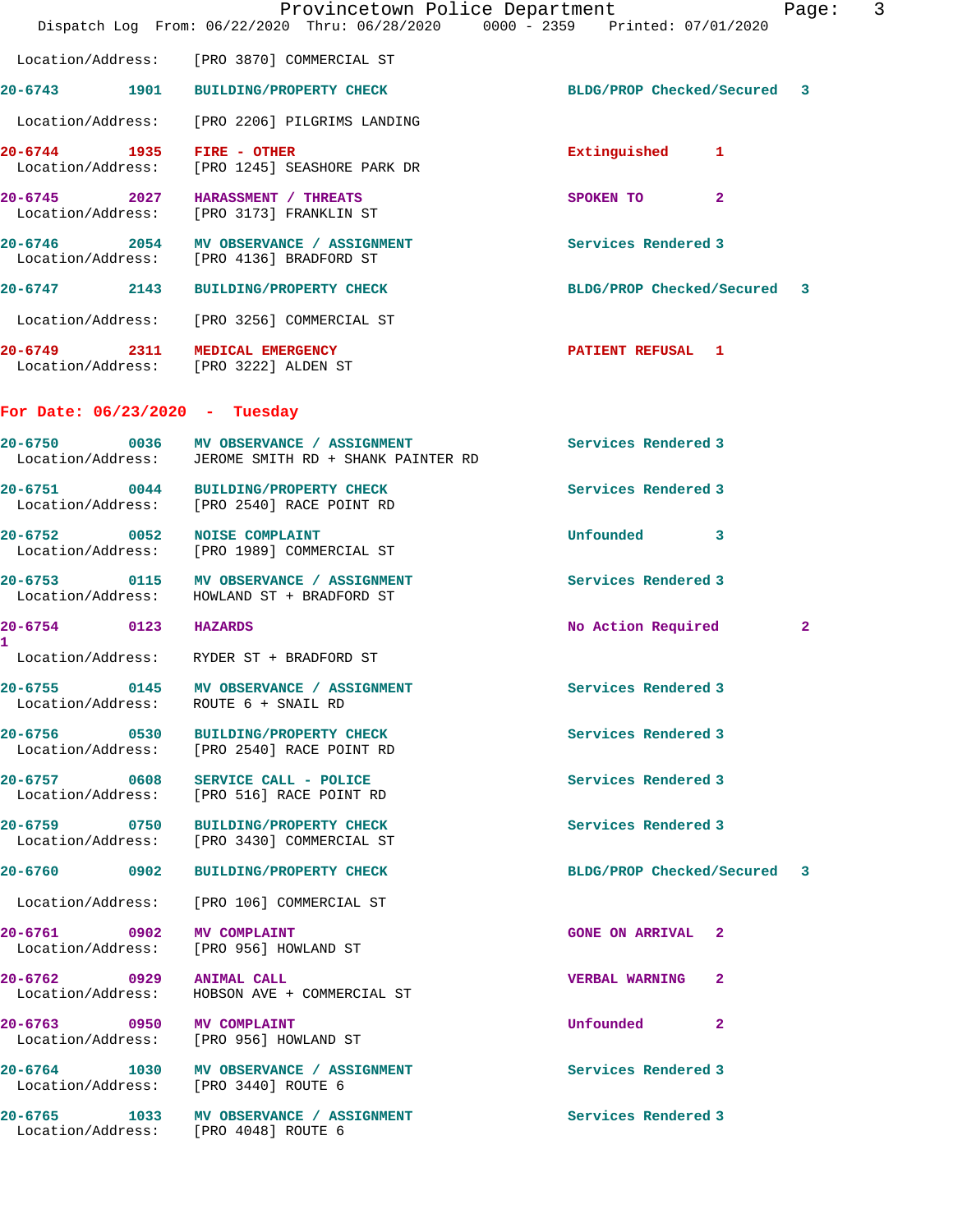Location/Address: [PRO 3870] COMMERCIAL ST

**20-6743** 1901 **BUILDING/PROPERTY CHECK** BLDG/PROP Checked/Secured 3
Location/Address: [PRO 2206] PILGRIMS LANDING

**20-6744** 1935 **FIRE - OTHER** Extinguished 1
Location/Address: [PRO 1245] SEASHORE PARK DR

**20-6745** 2027 **HARASSMENT / THREATS** SPOKEN TO 2
Location/Address: [PRO 3173] FRANKLIN ST

**20-6746** 2054 **MV OBSERVANCE / ASSIGNMENT** Services Rendered 3
Location/Address: [PRO 4136] BRADFORD ST

**20-6747** 2143 **BUILDING/PROPERTY CHECK** BLDG/PROP Checked/Secured 3
Location/Address: [PRO 3256] COMMERCIAL ST

**20-6749** 2311 **MEDICAL EMERGENCY** PATIENT REFUSAL 1
Location/Address: [PRO 3222] ALDEN ST

## For Date: 06/23/2020 - Tuesday

**20-6750** 0036 **MV OBSERVANCE / ASSIGNMENT** Services Rendered 3
Location/Address: JEROME SMITH RD + SHANK PAINTER RD

**20-6751** 0044 **BUILDING/PROPERTY CHECK** Services Rendered 3
Location/Address: [PRO 2540] RACE POINT RD

**20-6752** 0052 **NOISE COMPLAINT** Unfounded 3
Location/Address: [PRO 1989] COMMERCIAL ST

**20-6753** 0115 **MV OBSERVANCE / ASSIGNMENT** Services Rendered 3
Location/Address: HOWLAND ST + BRADFORD ST

**20-6754** 0123 **HAZARDS** No Action Required 2
1
Location/Address: RYDER ST + BRADFORD ST

**20-6755** 0145 **MV OBSERVANCE / ASSIGNMENT** Services Rendered 3
Location/Address: ROUTE 6 + SNAIL RD

**20-6756** 0530 **BUILDING/PROPERTY CHECK** Services Rendered 3
Location/Address: [PRO 2540] RACE POINT RD

**20-6757** 0608 **SERVICE CALL - POLICE** Services Rendered 3
Location/Address: [PRO 516] RACE POINT RD

**20-6759** 0750 **BUILDING/PROPERTY CHECK** Services Rendered 3
Location/Address: [PRO 3430] COMMERCIAL ST

**20-6760** 0902 **BUILDING/PROPERTY CHECK** BLDG/PROP Checked/Secured 3
Location/Address: [PRO 106] COMMERCIAL ST

**20-6761** 0902 **MV COMPLAINT** GONE ON ARRIVAL 2
Location/Address: [PRO 956] HOWLAND ST

**20-6762** 0929 **ANIMAL CALL** VERBAL WARNING 2
Location/Address: HOBSON AVE + COMMERCIAL ST

**20-6763** 0950 **MV COMPLAINT** Unfounded 2
Location/Address: [PRO 956] HOWLAND ST

**20-6764** 1030 **MV OBSERVANCE / ASSIGNMENT** Services Rendered 3
Location/Address: [PRO 3440] ROUTE 6

**20-6765** 1033 **MV OBSERVANCE / ASSIGNMENT** Services Rendered 3
Location/Address: [PRO 4048] ROUTE 6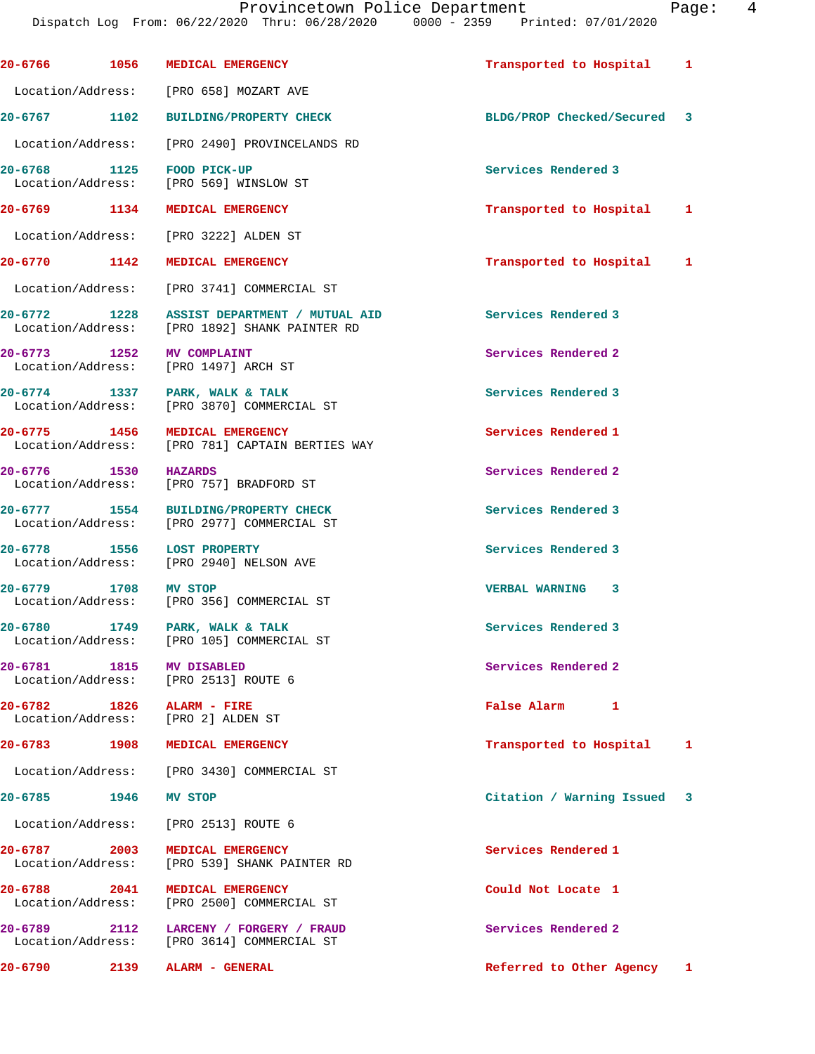| Call # | Time | Call Reason | Action | Priority |
|---|---|---|---|---|
| 20-6766 | 1056 | MEDICAL EMERGENCY | Transported to Hospital | 1 |
| | | Location/Address: [PRO 658] MOZART AVE | | |
| 20-6767 | 1102 | BUILDING/PROPERTY CHECK | BLDG/PROP Checked/Secured | 3 |
| | | Location/Address: [PRO 2490] PROVINCELANDS RD | | |
| 20-6768 | 1125 | FOOD PICK-UP | Services Rendered | 3 |
| | | Location/Address: [PRO 569] WINSLOW ST | | |
| 20-6769 | 1134 | MEDICAL EMERGENCY | Transported to Hospital | 1 |
| | | Location/Address: [PRO 3222] ALDEN ST | | |
| 20-6770 | 1142 | MEDICAL EMERGENCY | Transported to Hospital | 1 |
| | | Location/Address: [PRO 3741] COMMERCIAL ST | | |
| 20-6772 | 1228 | ASSIST DEPARTMENT / MUTUAL AID | Services Rendered | 3 |
| | | Location/Address: [PRO 1892] SHANK PAINTER RD | | |
| 20-6773 | 1252 | MV COMPLAINT | Services Rendered | 2 |
| | | Location/Address: [PRO 1497] ARCH ST | | |
| 20-6774 | 1337 | PARK, WALK & TALK | Services Rendered | 3 |
| | | Location/Address: [PRO 3870] COMMERCIAL ST | | |
| 20-6775 | 1456 | MEDICAL EMERGENCY | Services Rendered | 1 |
| | | Location/Address: [PRO 781] CAPTAIN BERTIES WAY | | |
| 20-6776 | 1530 | HAZARDS | Services Rendered | 2 |
| | | Location/Address: [PRO 757] BRADFORD ST | | |
| 20-6777 | 1554 | BUILDING/PROPERTY CHECK | Services Rendered | 3 |
| | | Location/Address: [PRO 2977] COMMERCIAL ST | | |
| 20-6778 | 1556 | LOST PROPERTY | Services Rendered | 3 |
| | | Location/Address: [PRO 2940] NELSON AVE | | |
| 20-6779 | 1708 | MV STOP | VERBAL WARNING | 3 |
| | | Location/Address: [PRO 356] COMMERCIAL ST | | |
| 20-6780 | 1749 | PARK, WALK & TALK | Services Rendered | 3 |
| | | Location/Address: [PRO 105] COMMERCIAL ST | | |
| 20-6781 | 1815 | MV DISABLED | Services Rendered | 2 |
| | | Location/Address: [PRO 2513] ROUTE 6 | | |
| 20-6782 | 1826 | ALARM - FIRE | False Alarm | 1 |
| | | Location/Address: [PRO 2] ALDEN ST | | |
| 20-6783 | 1908 | MEDICAL EMERGENCY | Transported to Hospital | 1 |
| | | Location/Address: [PRO 3430] COMMERCIAL ST | | |
| 20-6785 | 1946 | MV STOP | Citation / Warning Issued | 3 |
| | | Location/Address: [PRO 2513] ROUTE 6 | | |
| 20-6787 | 2003 | MEDICAL EMERGENCY | Services Rendered | 1 |
| | | Location/Address: [PRO 539] SHANK PAINTER RD | | |
| 20-6788 | 2041 | MEDICAL EMERGENCY | Could Not Locate | 1 |
| | | Location/Address: [PRO 2500] COMMERCIAL ST | | |
| 20-6789 | 2112 | LARCENY / FORGERY / FRAUD | Services Rendered | 2 |
| | | Location/Address: [PRO 3614] COMMERCIAL ST | | |
| 20-6790 | 2139 | ALARM - GENERAL | Referred to Other Agency | 1 |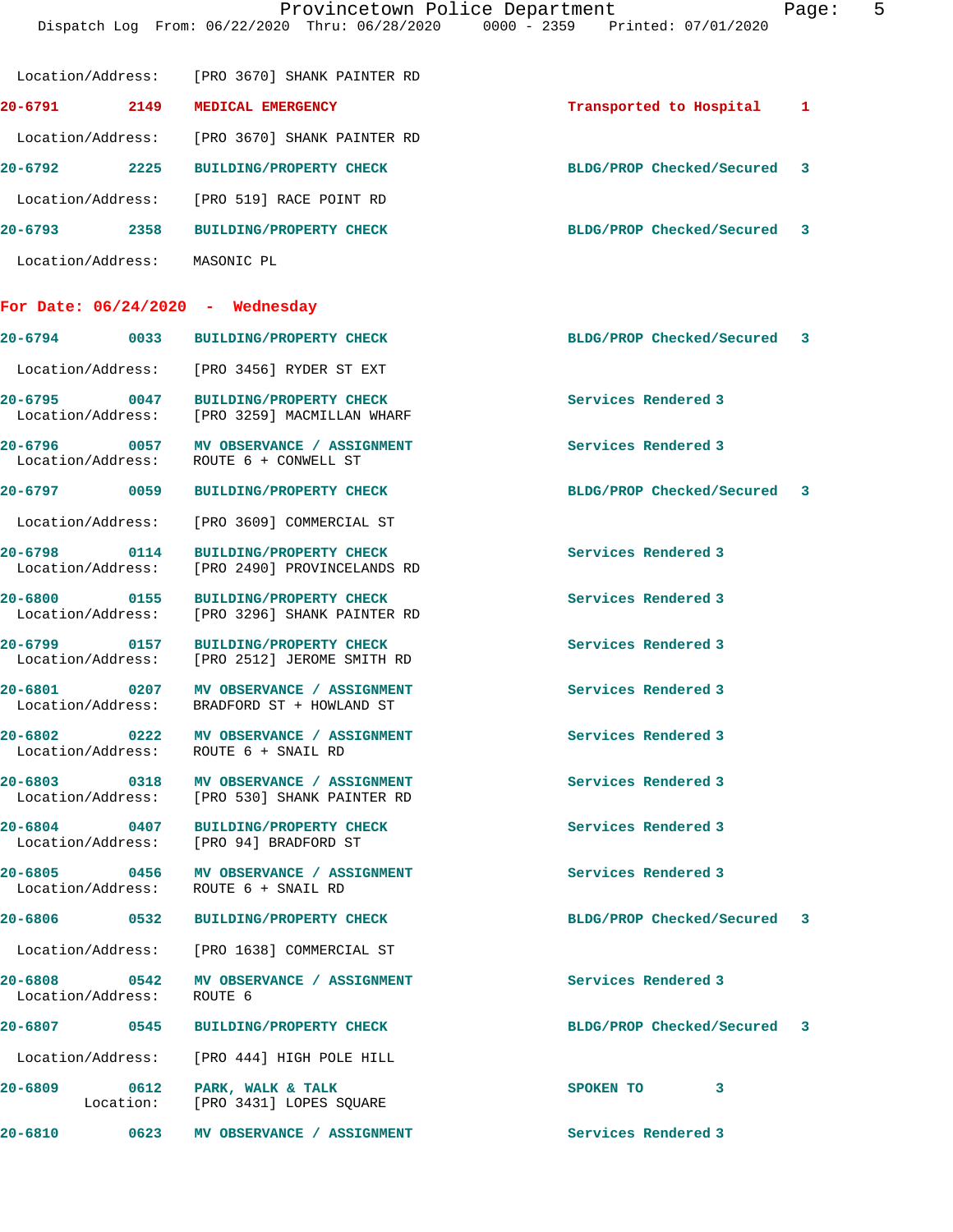Location/Address: [PRO 3670] SHANK PAINTER RD

**20-6791** 2149 **MEDICAL EMERGENCY** Transported to Hospital 1
Location/Address: [PRO 3670] SHANK PAINTER RD

**20-6792** 2225 **BUILDING/PROPERTY CHECK** BLDG/PROP Checked/Secured 3
Location/Address: [PRO 519] RACE POINT RD

**20-6793** 2358 **BUILDING/PROPERTY CHECK** BLDG/PROP Checked/Secured 3
Location/Address: MASONIC PL

## For Date: 06/24/2020 - Wednesday

**20-6794** 0033 **BUILDING/PROPERTY CHECK** BLDG/PROP Checked/Secured 3
Location/Address: [PRO 3456] RYDER ST EXT

**20-6795** 0047 **BUILDING/PROPERTY CHECK** Services Rendered 3
Location/Address: [PRO 3259] MACMILLAN WHARF

**20-6796** 0057 **MV OBSERVANCE / ASSIGNMENT** Services Rendered 3
Location/Address: ROUTE 6 + CONWELL ST

**20-6797** 0059 **BUILDING/PROPERTY CHECK** BLDG/PROP Checked/Secured 3
Location/Address: [PRO 3609] COMMERCIAL ST

**20-6798** 0114 **BUILDING/PROPERTY CHECK** Services Rendered 3
Location/Address: [PRO 2490] PROVINCELANDS RD

**20-6800** 0155 **BUILDING/PROPERTY CHECK** Services Rendered 3
Location/Address: [PRO 3296] SHANK PAINTER RD

**20-6799** 0157 **BUILDING/PROPERTY CHECK** Services Rendered 3
Location/Address: [PRO 2512] JEROME SMITH RD

**20-6801** 0207 **MV OBSERVANCE / ASSIGNMENT** Services Rendered 3
Location/Address: BRADFORD ST + HOWLAND ST

**20-6802** 0222 **MV OBSERVANCE / ASSIGNMENT** Services Rendered 3
Location/Address: ROUTE 6 + SNAIL RD

**20-6803** 0318 **MV OBSERVANCE / ASSIGNMENT** Services Rendered 3
Location/Address: [PRO 530] SHANK PAINTER RD

**20-6804** 0407 **BUILDING/PROPERTY CHECK** Services Rendered 3
Location/Address: [PRO 94] BRADFORD ST

**20-6805** 0456 **MV OBSERVANCE / ASSIGNMENT** Services Rendered 3
Location/Address: ROUTE 6 + SNAIL RD

**20-6806** 0532 **BUILDING/PROPERTY CHECK** BLDG/PROP Checked/Secured 3
Location/Address: [PRO 1638] COMMERCIAL ST

**20-6808** 0542 **MV OBSERVANCE / ASSIGNMENT** Services Rendered 3
Location/Address: ROUTE 6

**20-6807** 0545 **BUILDING/PROPERTY CHECK** BLDG/PROP Checked/Secured 3
Location/Address: [PRO 444] HIGH POLE HILL

**20-6809** 0612 **PARK, WALK & TALK** SPOKEN TO 3
Location: [PRO 3431] LOPES SQUARE

**20-6810** 0623 **MV OBSERVANCE / ASSIGNMENT** Services Rendered 3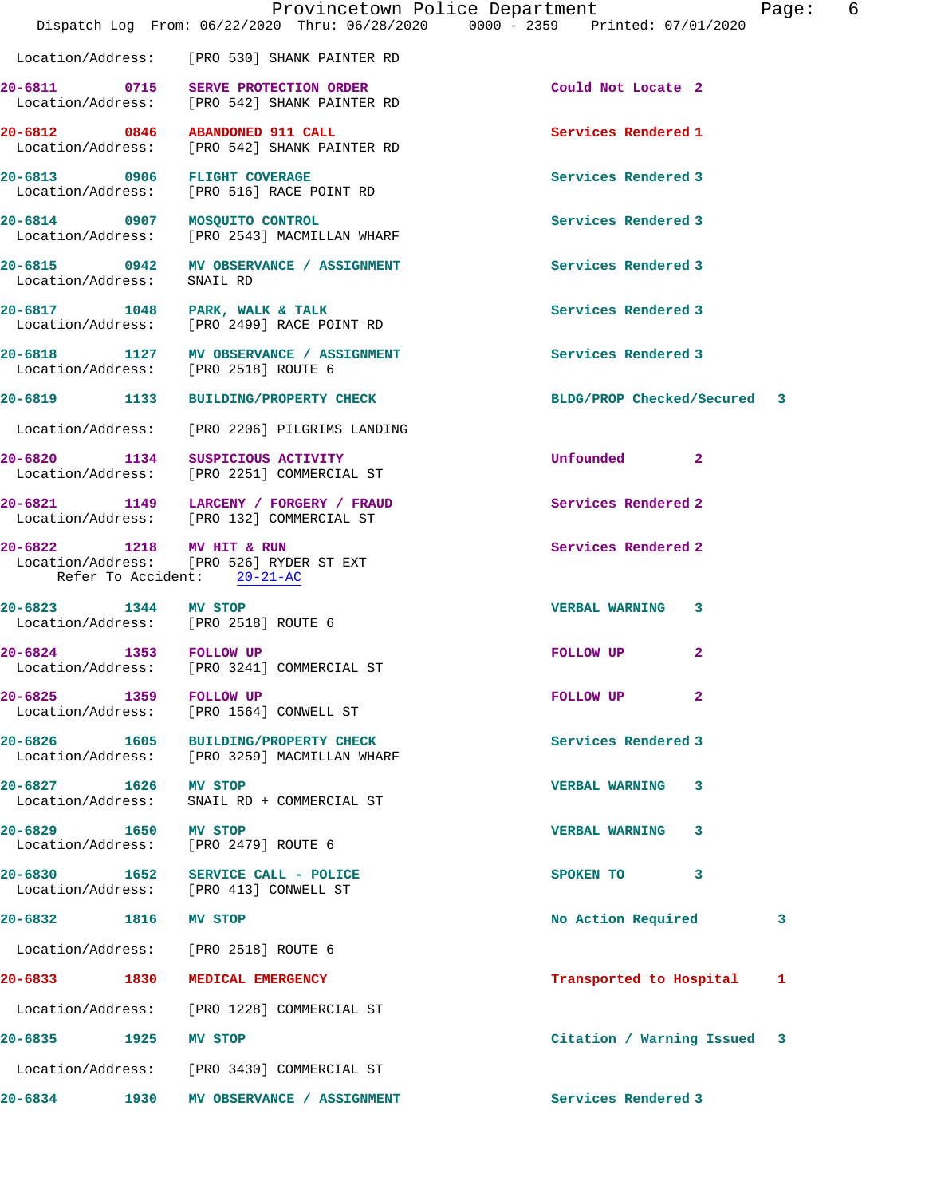Location/Address: [PRO 530] SHANK PAINTER RD

**20-6811 0715 SERVE PROTECTION ORDER** Could Not Locate 2
Location/Address: [PRO 542] SHANK PAINTER RD

**20-6812 0846 ABANDONED 911 CALL** Services Rendered 1
Location/Address: [PRO 542] SHANK PAINTER RD

**20-6813 0906 FLIGHT COVERAGE** Services Rendered 3
Location/Address: [PRO 516] RACE POINT RD

**20-6814 0907 MOSQUITO CONTROL** Services Rendered 3
Location/Address: [PRO 2543] MACMILLAN WHARF

**20-6815 0942 MV OBSERVANCE / ASSIGNMENT** Services Rendered 3
Location/Address: SNAIL RD

**20-6817 1048 PARK, WALK & TALK** Services Rendered 3
Location/Address: [PRO 2499] RACE POINT RD

**20-6818 1127 MV OBSERVANCE / ASSIGNMENT** Services Rendered 3
Location/Address: [PRO 2518] ROUTE 6

**20-6819 1133 BUILDING/PROPERTY CHECK** BLDG/PROP Checked/Secured 3
Location/Address: [PRO 2206] PILGRIMS LANDING

**20-6820 1134 SUSPICIOUS ACTIVITY** Unfounded 2
Location/Address: [PRO 2251] COMMERCIAL ST

**20-6821 1149 LARCENY / FORGERY / FRAUD** Services Rendered 2
Location/Address: [PRO 132] COMMERCIAL ST

**20-6822 1218 MV HIT & RUN** Services Rendered 2
Location/Address: [PRO 526] RYDER ST EXT
Refer To Accident: 20-21-AC

**20-6823 1344 MV STOP** VERBAL WARNING 3
Location/Address: [PRO 2518] ROUTE 6

**20-6824 1353 FOLLOW UP** FOLLOW UP 2
Location/Address: [PRO 3241] COMMERCIAL ST

**20-6825 1359 FOLLOW UP** FOLLOW UP 2
Location/Address: [PRO 1564] CONWELL ST

**20-6826 1605 BUILDING/PROPERTY CHECK** Services Rendered 3
Location/Address: [PRO 3259] MACMILLAN WHARF

**20-6827 1626 MV STOP** VERBAL WARNING 3
Location/Address: SNAIL RD + COMMERCIAL ST

**20-6829 1650 MV STOP** VERBAL WARNING 3
Location/Address: [PRO 2479] ROUTE 6

**20-6830 1652 SERVICE CALL - POLICE** SPOKEN TO 3
Location/Address: [PRO 413] CONWELL ST

**20-6832 1816 MV STOP** No Action Required 3
Location/Address: [PRO 2518] ROUTE 6

**20-6833 1830 MEDICAL EMERGENCY** Transported to Hospital 1
Location/Address: [PRO 1228] COMMERCIAL ST

**20-6835 1925 MV STOP** Citation / Warning Issued 3
Location/Address: [PRO 3430] COMMERCIAL ST

**20-6834 1930 MV OBSERVANCE / ASSIGNMENT** Services Rendered 3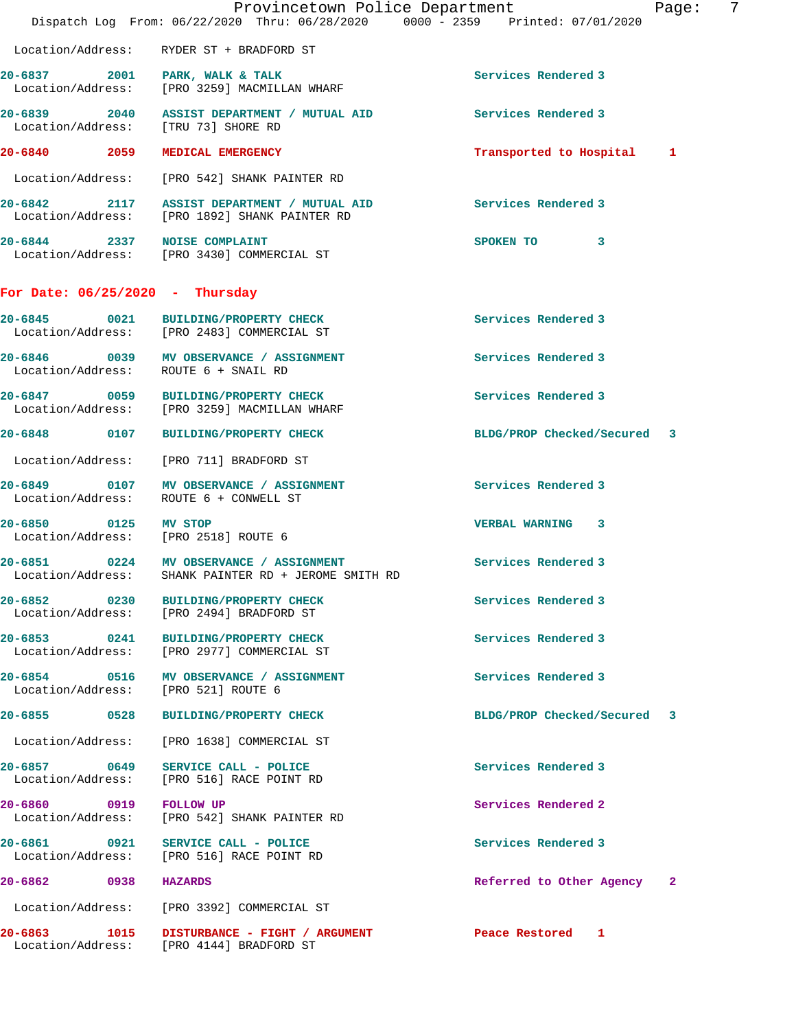Location/Address: RYDER ST + BRADFORD ST

**20-6837** 2001 **PARK, WALK & TALK** Services Rendered 3
Location/Address: [PRO 3259] MACMILLAN WHARF

**20-6839** 2040 **ASSIST DEPARTMENT / MUTUAL AID** Services Rendered 3
Location/Address: [TRU 73] SHORE RD

**20-6840** 2059 **MEDICAL EMERGENCY** Transported to Hospital 1
Location/Address: [PRO 542] SHANK PAINTER RD

**20-6842** 2117 **ASSIST DEPARTMENT / MUTUAL AID** Services Rendered 3
Location/Address: [PRO 1892] SHANK PAINTER RD

**20-6844** 2337 **NOISE COMPLAINT** SPOKEN TO 3
Location/Address: [PRO 3430] COMMERCIAL ST

## For Date: 06/25/2020 - Thursday

**20-6845** 0021 **BUILDING/PROPERTY CHECK** Services Rendered 3
Location/Address: [PRO 2483] COMMERCIAL ST

**20-6846** 0039 **MV OBSERVANCE / ASSIGNMENT** Services Rendered 3
Location/Address: ROUTE 6 + SNAIL RD

**20-6847** 0059 **BUILDING/PROPERTY CHECK** Services Rendered 3
Location/Address: [PRO 3259] MACMILLAN WHARF

**20-6848** 0107 **BUILDING/PROPERTY CHECK** BLDG/PROP Checked/Secured 3
Location/Address: [PRO 711] BRADFORD ST

**20-6849** 0107 **MV OBSERVANCE / ASSIGNMENT** Services Rendered 3
Location/Address: ROUTE 6 + CONWELL ST

**20-6850** 0125 **MV STOP** VERBAL WARNING 3
Location/Address: [PRO 2518] ROUTE 6

**20-6851** 0224 **MV OBSERVANCE / ASSIGNMENT** Services Rendered 3
Location/Address: SHANK PAINTER RD + JEROME SMITH RD

**20-6852** 0230 **BUILDING/PROPERTY CHECK** Services Rendered 3
Location/Address: [PRO 2494] BRADFORD ST

**20-6853** 0241 **BUILDING/PROPERTY CHECK** Services Rendered 3
Location/Address: [PRO 2977] COMMERCIAL ST

**20-6854** 0516 **MV OBSERVANCE / ASSIGNMENT** Services Rendered 3
Location/Address: [PRO 521] ROUTE 6

**20-6855** 0528 **BUILDING/PROPERTY CHECK** BLDG/PROP Checked/Secured 3
Location/Address: [PRO 1638] COMMERCIAL ST

**20-6857** 0649 **SERVICE CALL - POLICE** Services Rendered 3
Location/Address: [PRO 516] RACE POINT RD

**20-6860** 0919 **FOLLOW UP** Services Rendered 2
Location/Address: [PRO 542] SHANK PAINTER RD

**20-6861** 0921 **SERVICE CALL - POLICE** Services Rendered 3
Location/Address: [PRO 516] RACE POINT RD

**20-6862** 0938 **HAZARDS** Referred to Other Agency 2
Location/Address: [PRO 3392] COMMERCIAL ST

**20-6863** 1015 **DISTURBANCE - FIGHT / ARGUMENT** Peace Restored 1
Location/Address: [PRO 4144] BRADFORD ST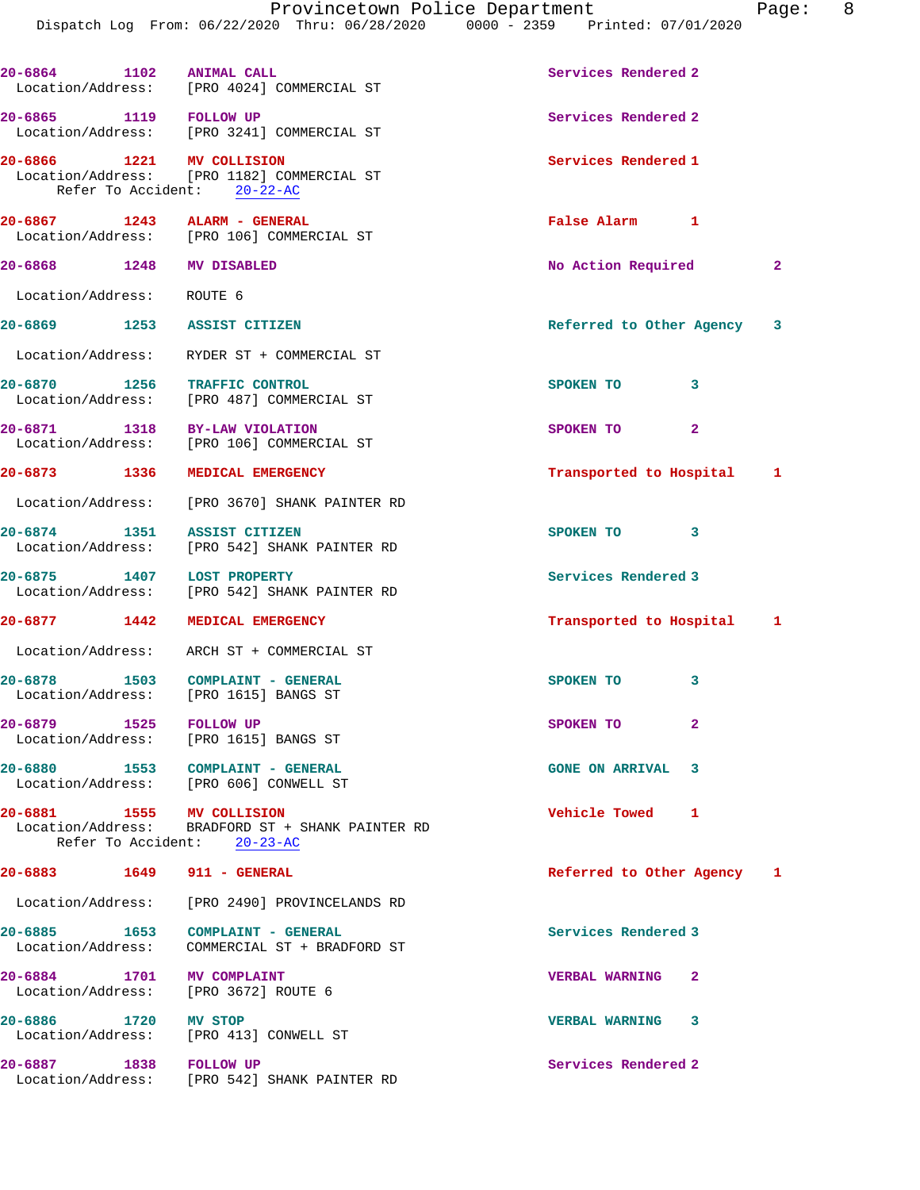| Call | Time | Type | Disposition | Priority |
|---|---|---|---|---|
| 20-6864 | 1102 | ANIMAL CALL | Services Rendered | 2 |
| Location/Address: | | [PRO 4024] COMMERCIAL ST | | |
| 20-6865 | 1119 | FOLLOW UP | Services Rendered | 2 |
| Location/Address: | | [PRO 3241] COMMERCIAL ST | | |
| 20-6866 | 1221 | MV COLLISION | Services Rendered | 1 |
| Location/Address: | | [PRO 1182] COMMERCIAL ST | | |
| Refer To Accident: | | 20-22-AC | | |
| 20-6867 | 1243 | ALARM - GENERAL | False Alarm | 1 |
| Location/Address: | | [PRO 106] COMMERCIAL ST | | |
| 20-6868 | 1248 | MV DISABLED | No Action Required | 2 |
| Location/Address: | | ROUTE 6 | | |
| 20-6869 | 1253 | ASSIST CITIZEN | Referred to Other Agency | 3 |
| Location/Address: | | RYDER ST + COMMERCIAL ST | | |
| 20-6870 | 1256 | TRAFFIC CONTROL | SPOKEN TO | 3 |
| Location/Address: | | [PRO 487] COMMERCIAL ST | | |
| 20-6871 | 1318 | BY-LAW VIOLATION | SPOKEN TO | 2 |
| Location/Address: | | [PRO 106] COMMERCIAL ST | | |
| 20-6873 | 1336 | MEDICAL EMERGENCY | Transported to Hospital | 1 |
| Location/Address: | | [PRO 3670] SHANK PAINTER RD | | |
| 20-6874 | 1351 | ASSIST CITIZEN | SPOKEN TO | 3 |
| Location/Address: | | [PRO 542] SHANK PAINTER RD | | |
| 20-6875 | 1407 | LOST PROPERTY | Services Rendered | 3 |
| Location/Address: | | [PRO 542] SHANK PAINTER RD | | |
| 20-6877 | 1442 | MEDICAL EMERGENCY | Transported to Hospital | 1 |
| Location/Address: | | ARCH ST + COMMERCIAL ST | | |
| 20-6878 | 1503 | COMPLAINT - GENERAL | SPOKEN TO | 3 |
| Location/Address: | | [PRO 1615] BANGS ST | | |
| 20-6879 | 1525 | FOLLOW UP | SPOKEN TO | 2 |
| Location/Address: | | [PRO 1615] BANGS ST | | |
| 20-6880 | 1553 | COMPLAINT - GENERAL | GONE ON ARRIVAL | 3 |
| Location/Address: | | [PRO 606] CONWELL ST | | |
| 20-6881 | 1555 | MV COLLISION | Vehicle Towed | 1 |
| Location/Address: | | BRADFORD ST + SHANK PAINTER RD | | |
| Refer To Accident: | | 20-23-AC | | |
| 20-6883 | 1649 | 911 - GENERAL | Referred to Other Agency | 1 |
| Location/Address: | | [PRO 2490] PROVINCELANDS RD | | |
| 20-6885 | 1653 | COMPLAINT - GENERAL | Services Rendered | 3 |
| Location/Address: | | COMMERCIAL ST + BRADFORD ST | | |
| 20-6884 | 1701 | MV COMPLAINT | VERBAL WARNING | 2 |
| Location/Address: | | [PRO 3672] ROUTE 6 | | |
| 20-6886 | 1720 | MV STOP | VERBAL WARNING | 3 |
| Location/Address: | | [PRO 413] CONWELL ST | | |
| 20-6887 | 1838 | FOLLOW UP | Services Rendered | 2 |
| Location/Address: | | [PRO 542] SHANK PAINTER RD | | |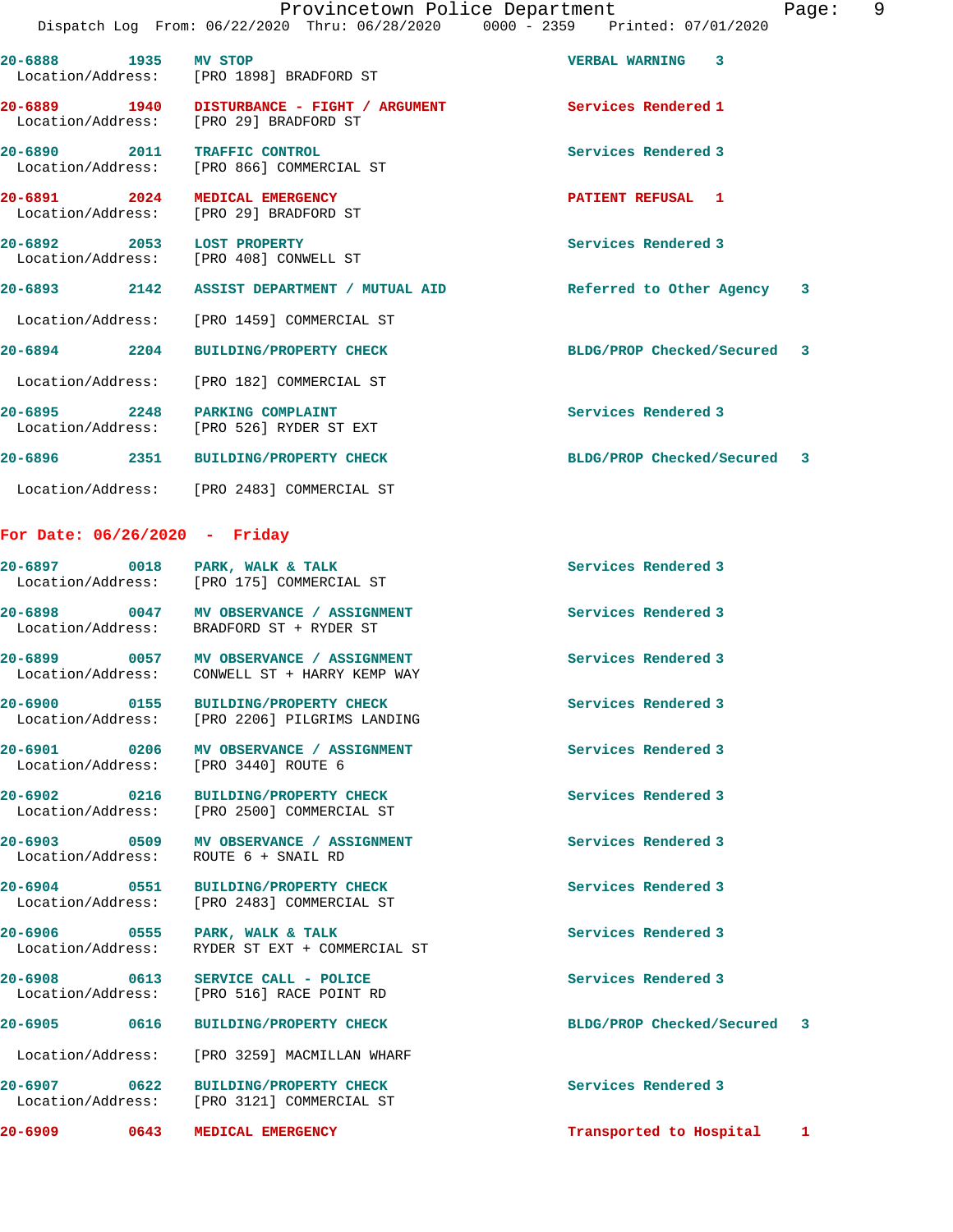Provincetown Police Department
Dispatch Log From: 06/22/2020 Thru: 06/28/2020 0000 - 2359 Printed: 07/01/2020

20-6888 1935 MV STOP VERBAL WARNING 3
Location/Address: [PRO 1898] BRADFORD ST

20-6889 1940 DISTURBANCE - FIGHT / ARGUMENT Services Rendered 1
Location/Address: [PRO 29] BRADFORD ST

20-6890 2011 TRAFFIC CONTROL Services Rendered 3
Location/Address: [PRO 866] COMMERCIAL ST

20-6891 2024 MEDICAL EMERGENCY PATIENT REFUSAL 1
Location/Address: [PRO 29] BRADFORD ST

20-6892 2053 LOST PROPERTY Services Rendered 3
Location/Address: [PRO 408] CONWELL ST

20-6893 2142 ASSIST DEPARTMENT / MUTUAL AID Referred to Other Agency 3
Location/Address: [PRO 1459] COMMERCIAL ST

20-6894 2204 BUILDING/PROPERTY CHECK BLDG/PROP Checked/Secured 3
Location/Address: [PRO 182] COMMERCIAL ST

20-6895 2248 PARKING COMPLAINT Services Rendered 3
Location/Address: [PRO 526] RYDER ST EXT

20-6896 2351 BUILDING/PROPERTY CHECK BLDG/PROP Checked/Secured 3
Location/Address: [PRO 2483] COMMERCIAL ST

**For Date: 06/26/2020 - Friday**

20-6897 0018 PARK, WALK & TALK Services Rendered 3
Location/Address: [PRO 175] COMMERCIAL ST

20-6898 0047 MV OBSERVANCE / ASSIGNMENT Services Rendered 3
Location/Address: BRADFORD ST + RYDER ST

20-6899 0057 MV OBSERVANCE / ASSIGNMENT Services Rendered 3
Location/Address: CONWELL ST + HARRY KEMP WAY

20-6900 0155 BUILDING/PROPERTY CHECK Services Rendered 3
Location/Address: [PRO 2206] PILGRIMS LANDING

20-6901 0206 MV OBSERVANCE / ASSIGNMENT Services Rendered 3
Location/Address: [PRO 3440] ROUTE 6

20-6902 0216 BUILDING/PROPERTY CHECK Services Rendered 3
Location/Address: [PRO 2500] COMMERCIAL ST

20-6903 0509 MV OBSERVANCE / ASSIGNMENT Services Rendered 3
Location/Address: ROUTE 6 + SNAIL RD

20-6904 0551 BUILDING/PROPERTY CHECK Services Rendered 3
Location/Address: [PRO 2483] COMMERCIAL ST

20-6906 0555 PARK, WALK & TALK Services Rendered 3
Location/Address: RYDER ST EXT + COMMERCIAL ST

20-6908 0613 SERVICE CALL - POLICE Services Rendered 3
Location/Address: [PRO 516] RACE POINT RD

20-6905 0616 BUILDING/PROPERTY CHECK BLDG/PROP Checked/Secured 3
Location/Address: [PRO 3259] MACMILLAN WHARF

20-6907 0622 BUILDING/PROPERTY CHECK Services Rendered 3
Location/Address: [PRO 3121] COMMERCIAL ST

20-6909 0643 MEDICAL EMERGENCY Transported to Hospital 1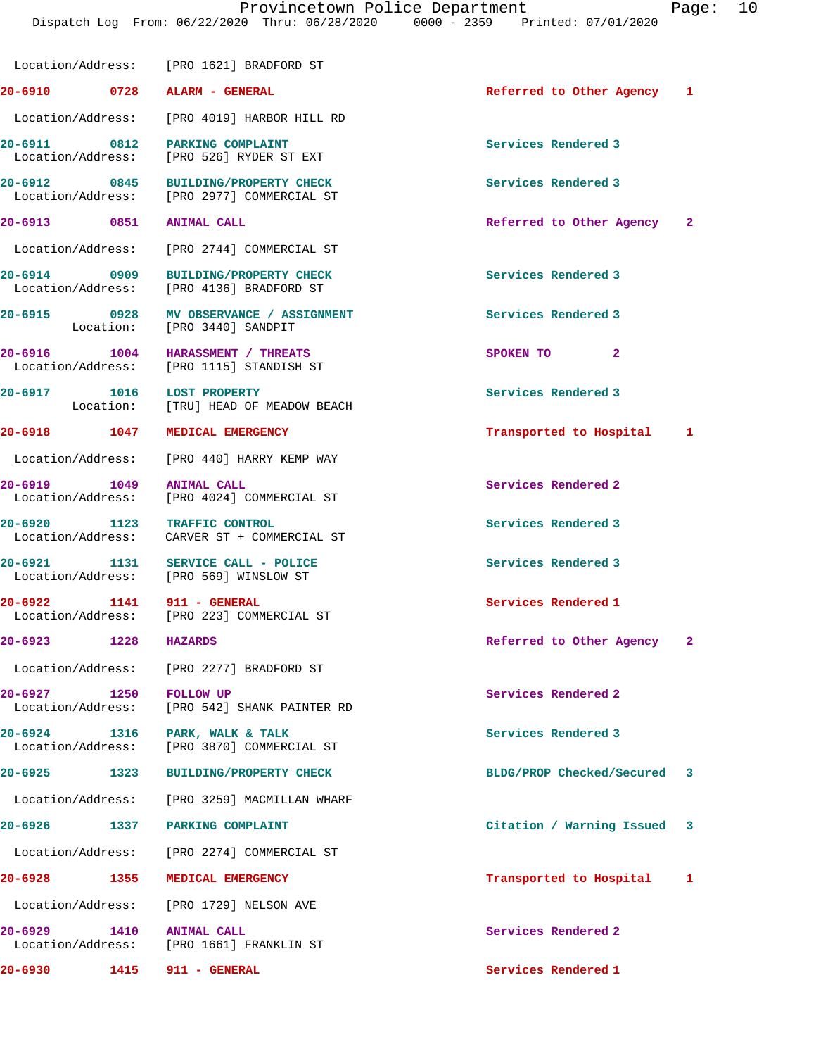Location/Address: [PRO 1621] BRADFORD ST

**20-6910 0728 ALARM - GENERAL** Referred to Other Agency 1

Location/Address: [PRO 4019] HARBOR HILL RD

**20-6911 0812 PARKING COMPLAINT** Services Rendered 3
Location/Address: [PRO 526] RYDER ST EXT

**20-6912 0845 BUILDING/PROPERTY CHECK** Services Rendered 3
Location/Address: [PRO 2977] COMMERCIAL ST

**20-6913 0851 ANIMAL CALL** Referred to Other Agency 2

Location/Address: [PRO 2744] COMMERCIAL ST

**20-6914 0909 BUILDING/PROPERTY CHECK** Services Rendered 3
Location/Address: [PRO 4136] BRADFORD ST

**20-6915 0928 MV OBSERVANCE / ASSIGNMENT** Services Rendered 3
Location: [PRO 3440] SANDPIT

**20-6916 1004 HARASSMENT / THREATS** SPOKEN TO 2
Location/Address: [PRO 1115] STANDISH ST

**20-6917 1016 LOST PROPERTY** Services Rendered 3
Location: [TRU] HEAD OF MEADOW BEACH

**20-6918 1047 MEDICAL EMERGENCY** Transported to Hospital 1

Location/Address: [PRO 440] HARRY KEMP WAY

**20-6919 1049 ANIMAL CALL** Services Rendered 2
Location/Address: [PRO 4024] COMMERCIAL ST

**20-6920 1123 TRAFFIC CONTROL** Services Rendered 3
Location/Address: CARVER ST + COMMERCIAL ST

**20-6921 1131 SERVICE CALL - POLICE** Services Rendered 3
Location/Address: [PRO 569] WINSLOW ST

**20-6922 1141 911 - GENERAL** Services Rendered 1
Location/Address: [PRO 223] COMMERCIAL ST

**20-6923 1228 HAZARDS** Referred to Other Agency 2

Location/Address: [PRO 2277] BRADFORD ST

**20-6927 1250 FOLLOW UP** Services Rendered 2
Location/Address: [PRO 542] SHANK PAINTER RD

**20-6924 1316 PARK, WALK & TALK** Services Rendered 3
Location/Address: [PRO 3870] COMMERCIAL ST

**20-6925 1323 BUILDING/PROPERTY CHECK** BLDG/PROP Checked/Secured 3

Location/Address: [PRO 3259] MACMILLAN WHARF

**20-6926 1337 PARKING COMPLAINT** Citation / Warning Issued 3

Location/Address: [PRO 2274] COMMERCIAL ST

**20-6928 1355 MEDICAL EMERGENCY** Transported to Hospital 1

Location/Address: [PRO 1729] NELSON AVE

**20-6929 1410 ANIMAL CALL** Services Rendered 2
Location/Address: [PRO 1661] FRANKLIN ST

**20-6930 1415 911 - GENERAL** Services Rendered 1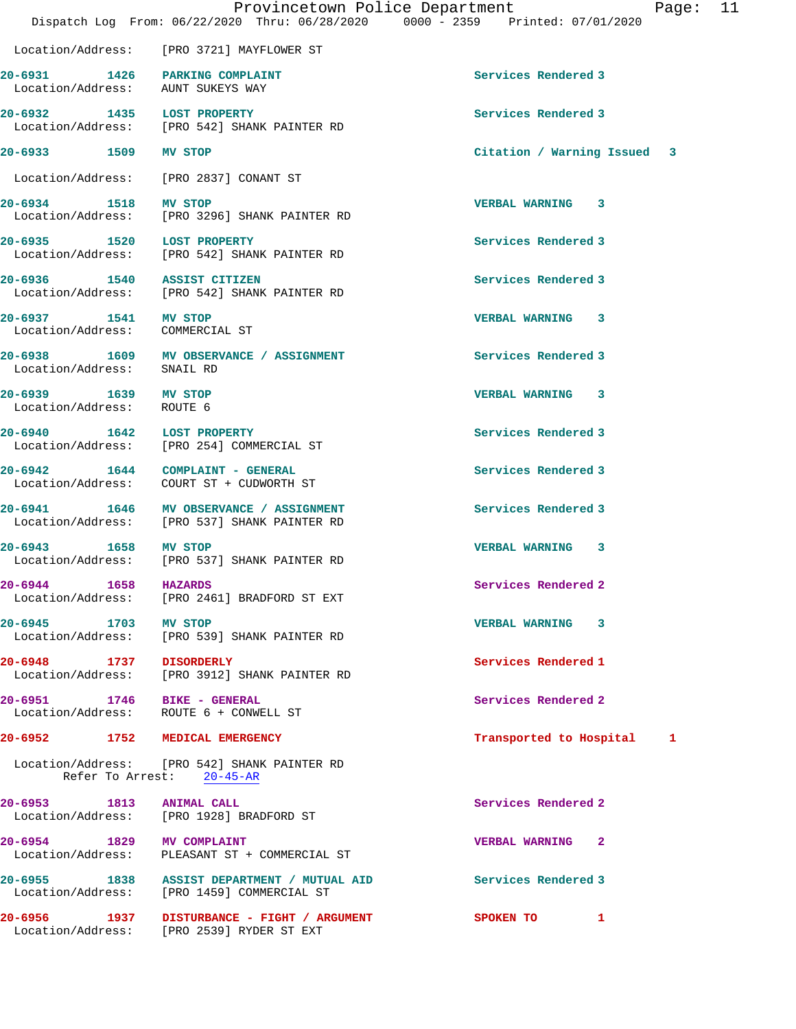Location/Address: [PRO 3721] MAYFLOWER ST

**20-6931 1426 PARKING COMPLAINT** Services Rendered 3
Location/Address: AUNT SUKEYS WAY

**20-6932 1435 LOST PROPERTY** Services Rendered 3
Location/Address: [PRO 542] SHANK PAINTER RD

**20-6933 1509 MV STOP** Citation / Warning Issued 3
Location/Address: [PRO 2837] CONANT ST

**20-6934 1518 MV STOP** VERBAL WARNING 3
Location/Address: [PRO 3296] SHANK PAINTER RD

**20-6935 1520 LOST PROPERTY** Services Rendered 3
Location/Address: [PRO 542] SHANK PAINTER RD

**20-6936 1540 ASSIST CITIZEN** Services Rendered 3
Location/Address: [PRO 542] SHANK PAINTER RD

**20-6937 1541 MV STOP** VERBAL WARNING 3
Location/Address: COMMERCIAL ST

**20-6938 1609 MV OBSERVANCE / ASSIGNMENT** Services Rendered 3
Location/Address: SNAIL RD

**20-6939 1639 MV STOP** VERBAL WARNING 3
Location/Address: ROUTE 6

**20-6940 1642 LOST PROPERTY** Services Rendered 3
Location/Address: [PRO 254] COMMERCIAL ST

**20-6942 1644 COMPLAINT - GENERAL** Services Rendered 3
Location/Address: COURT ST + CUDWORTH ST

**20-6941 1646 MV OBSERVANCE / ASSIGNMENT** Services Rendered 3
Location/Address: [PRO 537] SHANK PAINTER RD

**20-6943 1658 MV STOP** VERBAL WARNING 3
Location/Address: [PRO 537] SHANK PAINTER RD

**20-6944 1658 HAZARDS** Services Rendered 2
Location/Address: [PRO 2461] BRADFORD ST EXT

**20-6945 1703 MV STOP** VERBAL WARNING 3
Location/Address: [PRO 539] SHANK PAINTER RD

**20-6948 1737 DISORDERLY** Services Rendered 1
Location/Address: [PRO 3912] SHANK PAINTER RD

**20-6951 1746 BIKE - GENERAL** Services Rendered 2
Location/Address: ROUTE 6 + CONWELL ST

**20-6952 1752 MEDICAL EMERGENCY** Transported to Hospital 1
Location/Address: [PRO 542] SHANK PAINTER RD
Refer To Arrest: 20-45-AR

**20-6953 1813 ANIMAL CALL** Services Rendered 2
Location/Address: [PRO 1928] BRADFORD ST

**20-6954 1829 MV COMPLAINT** VERBAL WARNING 2
Location/Address: PLEASANT ST + COMMERCIAL ST

**20-6955 1838 ASSIST DEPARTMENT / MUTUAL AID** Services Rendered 3
Location/Address: [PRO 1459] COMMERCIAL ST

**20-6956 1937 DISTURBANCE - FIGHT / ARGUMENT** SPOKEN TO 1
Location/Address: [PRO 2539] RYDER ST EXT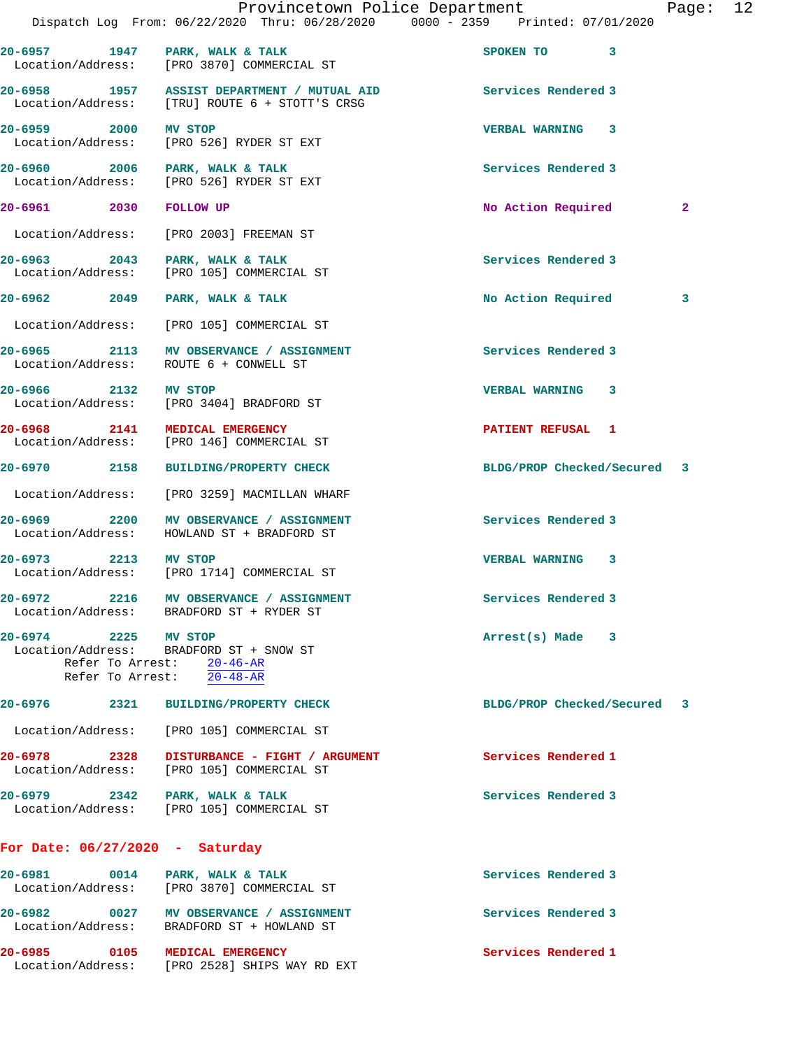20-6957 1947 PARK, WALK & TALK SPOKEN TO 3
Location/Address: [PRO 3870] COMMERCIAL ST

20-6958 1957 ASSIST DEPARTMENT / MUTUAL AID Services Rendered 3
Location/Address: [TRU] ROUTE 6 + STOTT'S CRSG

20-6959 2000 MV STOP VERBAL WARNING 3
Location/Address: [PRO 526] RYDER ST EXT

20-6960 2006 PARK, WALK & TALK Services Rendered 3
Location/Address: [PRO 526] RYDER ST EXT

20-6961 2030 FOLLOW UP No Action Required 2
Location/Address: [PRO 2003] FREEMAN ST

20-6963 2043 PARK, WALK & TALK Services Rendered 3
Location/Address: [PRO 105] COMMERCIAL ST

20-6962 2049 PARK, WALK & TALK No Action Required 3
Location/Address: [PRO 105] COMMERCIAL ST

20-6965 2113 MV OBSERVANCE / ASSIGNMENT Services Rendered 3
Location/Address: ROUTE 6 + CONWELL ST

20-6966 2132 MV STOP VERBAL WARNING 3
Location/Address: [PRO 3404] BRADFORD ST

20-6968 2141 MEDICAL EMERGENCY PATIENT REFUSAL 1
Location/Address: [PRO 146] COMMERCIAL ST

20-6970 2158 BUILDING/PROPERTY CHECK BLDG/PROP Checked/Secured 3
Location/Address: [PRO 3259] MACMILLAN WHARF

20-6969 2200 MV OBSERVANCE / ASSIGNMENT Services Rendered 3
Location/Address: HOWLAND ST + BRADFORD ST

20-6973 2213 MV STOP VERBAL WARNING 3
Location/Address: [PRO 1714] COMMERCIAL ST

20-6972 2216 MV OBSERVANCE / ASSIGNMENT Services Rendered 3
Location/Address: BRADFORD ST + RYDER ST

20-6974 2225 MV STOP Arrest(s) Made 3
Location/Address: BRADFORD ST + SNOW ST
Refer To Arrest: 20-46-AR
Refer To Arrest: 20-48-AR

20-6976 2321 BUILDING/PROPERTY CHECK BLDG/PROP Checked/Secured 3
Location/Address: [PRO 105] COMMERCIAL ST

20-6978 2328 DISTURBANCE - FIGHT / ARGUMENT Services Rendered 1
Location/Address: [PRO 105] COMMERCIAL ST

20-6979 2342 PARK, WALK & TALK Services Rendered 3
Location/Address: [PRO 105] COMMERCIAL ST

## For Date: 06/27/2020 - Saturday

20-6981 0014 PARK, WALK & TALK Services Rendered 3
Location/Address: [PRO 3870] COMMERCIAL ST

20-6982 0027 MV OBSERVANCE / ASSIGNMENT Services Rendered 3
Location/Address: BRADFORD ST + HOWLAND ST

20-6985 0105 MEDICAL EMERGENCY Services Rendered 1
Location/Address: [PRO 2528] SHIPS WAY RD EXT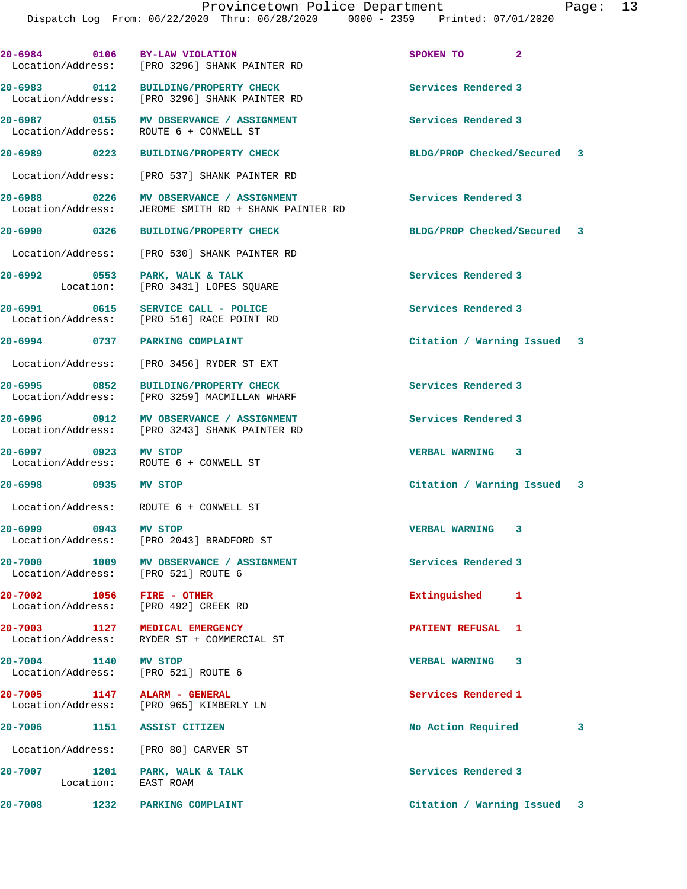| Call # | Time | Call Reason | Action | Priority |
|---|---|---|---|---|
| 20-6984 | 0106 | BY-LAW VIOLATION | SPOKEN TO | 2 |
| Location/Address: [PRO 3296] SHANK PAINTER RD | | | | |
| 20-6983 | 0112 | BUILDING/PROPERTY CHECK | Services Rendered | 3 |
| Location/Address: [PRO 3296] SHANK PAINTER RD | | | | |
| 20-6987 | 0155 | MV OBSERVANCE / ASSIGNMENT | Services Rendered | 3 |
| Location/Address: ROUTE 6 + CONWELL ST | | | | |
| 20-6989 | 0223 | BUILDING/PROPERTY CHECK | BLDG/PROP Checked/Secured | 3 |
| Location/Address: [PRO 537] SHANK PAINTER RD | | | | |
| 20-6988 | 0226 | MV OBSERVANCE / ASSIGNMENT | Services Rendered | 3 |
| Location/Address: JEROME SMITH RD + SHANK PAINTER RD | | | | |
| 20-6990 | 0326 | BUILDING/PROPERTY CHECK | BLDG/PROP Checked/Secured | 3 |
| Location/Address: [PRO 530] SHANK PAINTER RD | | | | |
| 20-6992 | 0553 | PARK, WALK & TALK | Services Rendered | 3 |
| Location: [PRO 3431] LOPES SQUARE | | | | |
| 20-6991 | 0615 | SERVICE CALL - POLICE | Services Rendered | 3 |
| Location/Address: [PRO 516] RACE POINT RD | | | | |
| 20-6994 | 0737 | PARKING COMPLAINT | Citation / Warning Issued | 3 |
| Location/Address: [PRO 3456] RYDER ST EXT | | | | |
| 20-6995 | 0852 | BUILDING/PROPERTY CHECK | Services Rendered | 3 |
| Location/Address: [PRO 3259] MACMILLAN WHARF | | | | |
| 20-6996 | 0912 | MV OBSERVANCE / ASSIGNMENT | Services Rendered | 3 |
| Location/Address: [PRO 3243] SHANK PAINTER RD | | | | |
| 20-6997 | 0923 | MV STOP | VERBAL WARNING | 3 |
| Location/Address: ROUTE 6 + CONWELL ST | | | | |
| 20-6998 | 0935 | MV STOP | Citation / Warning Issued | 3 |
| Location/Address: ROUTE 6 + CONWELL ST | | | | |
| 20-6999 | 0943 | MV STOP | VERBAL WARNING | 3 |
| Location/Address: [PRO 2043] BRADFORD ST | | | | |
| 20-7000 | 1009 | MV OBSERVANCE / ASSIGNMENT | Services Rendered | 3 |
| Location/Address: [PRO 521] ROUTE 6 | | | | |
| 20-7002 | 1056 | FIRE - OTHER | Extinguished | 1 |
| Location/Address: [PRO 492] CREEK RD | | | | |
| 20-7003 | 1127 | MEDICAL EMERGENCY | PATIENT REFUSAL | 1 |
| Location/Address: RYDER ST + COMMERCIAL ST | | | | |
| 20-7004 | 1140 | MV STOP | VERBAL WARNING | 3 |
| Location/Address: [PRO 521] ROUTE 6 | | | | |
| 20-7005 | 1147 | ALARM - GENERAL | Services Rendered | 1 |
| Location/Address: [PRO 965] KIMBERLY LN | | | | |
| 20-7006 | 1151 | ASSIST CITIZEN | No Action Required | 3 |
| Location/Address: [PRO 80] CARVER ST | | | | |
| 20-7007 | 1201 | PARK, WALK & TALK | Services Rendered | 3 |
| Location: EAST ROAM | | | | |
| 20-7008 | 1232 | PARKING COMPLAINT | Citation / Warning Issued | 3 |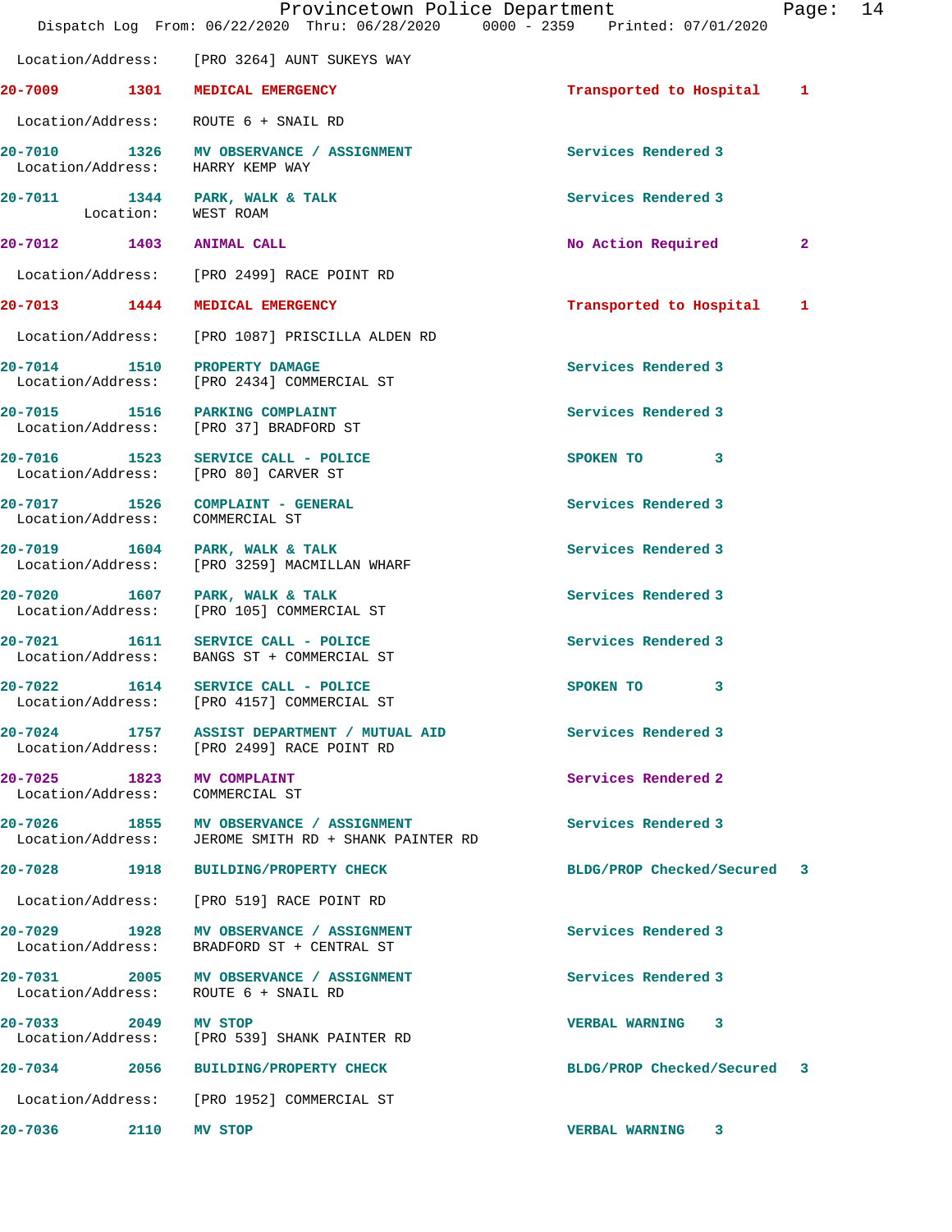Location/Address: [PRO 3264] AUNT SUKEYS WAY

**20-7009 1301 MEDICAL EMERGENCY Transported to Hospital 1**

Location/Address: ROUTE 6 + SNAIL RD

**20-7010 1326 MV OBSERVANCE / ASSIGNMENT Services Rendered 3**
Location/Address: HARRY KEMP WAY

**20-7011 1344 PARK, WALK & TALK Services Rendered 3**
Location: WEST ROAM

**20-7012 1403 ANIMAL CALL No Action Required 2**

Location/Address: [PRO 2499] RACE POINT RD

**20-7013 1444 MEDICAL EMERGENCY Transported to Hospital 1**

Location/Address: [PRO 1087] PRISCILLA ALDEN RD

**20-7014 1510 PROPERTY DAMAGE Services Rendered 3**
Location/Address: [PRO 2434] COMMERCIAL ST

**20-7015 1516 PARKING COMPLAINT Services Rendered 3**
Location/Address: [PRO 37] BRADFORD ST

**20-7016 1523 SERVICE CALL - POLICE SPOKEN TO 3**
Location/Address: [PRO 80] CARVER ST

**20-7017 1526 COMPLAINT - GENERAL Services Rendered 3**
Location/Address: COMMERCIAL ST

**20-7019 1604 PARK, WALK & TALK Services Rendered 3**
Location/Address: [PRO 3259] MACMILLAN WHARF

**20-7020 1607 PARK, WALK & TALK Services Rendered 3**
Location/Address: [PRO 105] COMMERCIAL ST

**20-7021 1611 SERVICE CALL - POLICE Services Rendered 3**
Location/Address: BANGS ST + COMMERCIAL ST

**20-7022 1614 SERVICE CALL - POLICE SPOKEN TO 3**
Location/Address: [PRO 4157] COMMERCIAL ST

**20-7024 1757 ASSIST DEPARTMENT / MUTUAL AID Services Rendered 3**
Location/Address: [PRO 2499] RACE POINT RD

**20-7025 1823 MV COMPLAINT Services Rendered 2**
Location/Address: COMMERCIAL ST

**20-7026 1855 MV OBSERVANCE / ASSIGNMENT Services Rendered 3**
Location/Address: JEROME SMITH RD + SHANK PAINTER RD

**20-7028 1918 BUILDING/PROPERTY CHECK BLDG/PROP Checked/Secured 3**

Location/Address: [PRO 519] RACE POINT RD

**20-7029 1928 MV OBSERVANCE / ASSIGNMENT Services Rendered 3**
Location/Address: BRADFORD ST + CENTRAL ST

**20-7031 2005 MV OBSERVANCE / ASSIGNMENT Services Rendered 3**
Location/Address: ROUTE 6 + SNAIL RD

**20-7033 2049 MV STOP VERBAL WARNING 3**
Location/Address: [PRO 539] SHANK PAINTER RD

**20-7034 2056 BUILDING/PROPERTY CHECK BLDG/PROP Checked/Secured 3**

Location/Address: [PRO 1952] COMMERCIAL ST

**20-7036 2110 MV STOP VERBAL WARNING 3**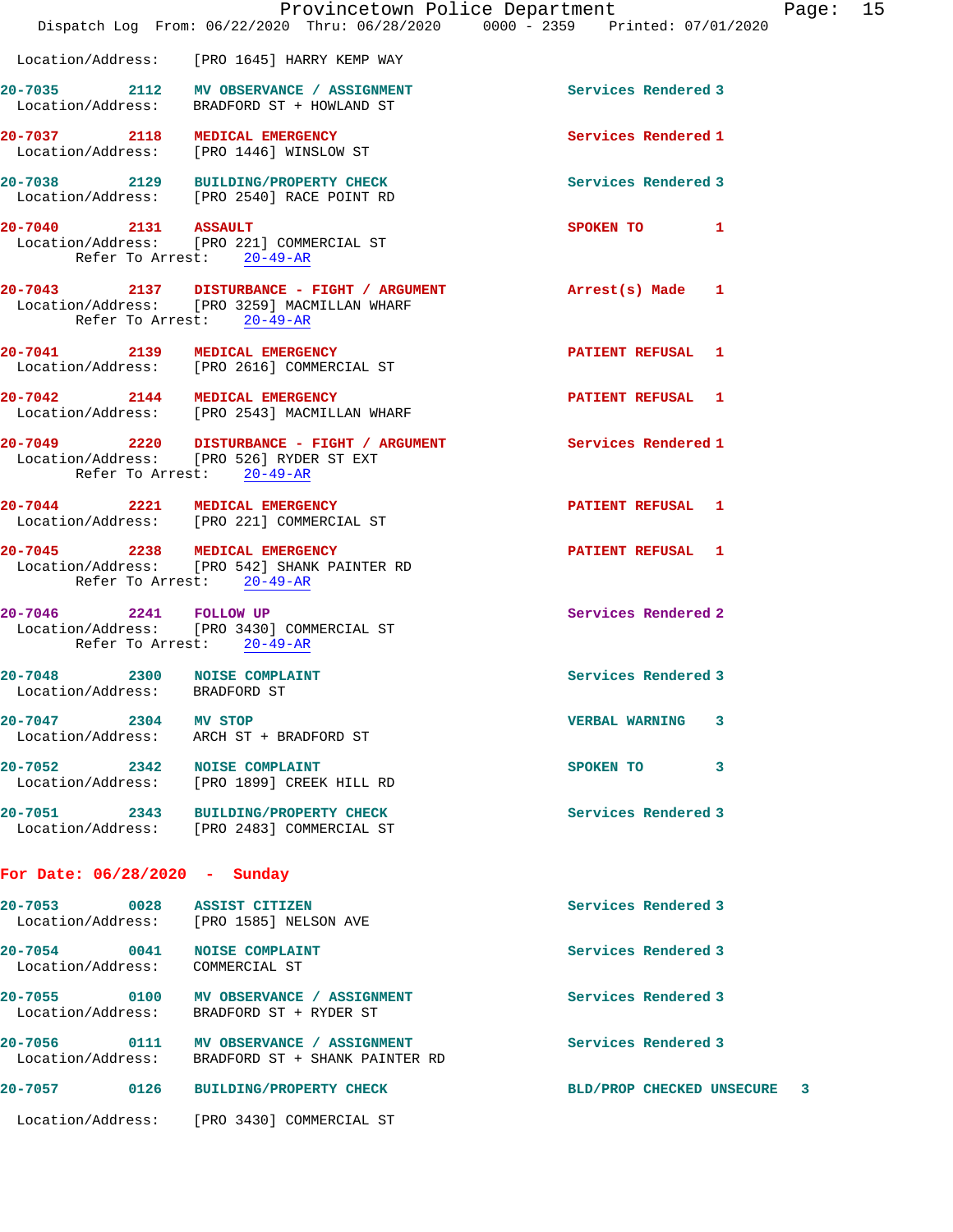Location/Address: [PRO 1645] HARRY KEMP WAY

**20-7035 2112 MV OBSERVANCE / ASSIGNMENT** Services Rendered 3
Location/Address: BRADFORD ST + HOWLAND ST

**20-7037 2118 MEDICAL EMERGENCY** Services Rendered 1
Location/Address: [PRO 1446] WINSLOW ST

**20-7038 2129 BUILDING/PROPERTY CHECK** Services Rendered 3
Location/Address: [PRO 2540] RACE POINT RD

**20-7040 2131 ASSAULT** SPOKEN TO 1
Location/Address: [PRO 221] COMMERCIAL ST
Refer To Arrest: 20-49-AR

**20-7043 2137 DISTURBANCE - FIGHT / ARGUMENT** Arrest(s) Made 1
Location/Address: [PRO 3259] MACMILLAN WHARF
Refer To Arrest: 20-49-AR

**20-7041 2139 MEDICAL EMERGENCY** PATIENT REFUSAL 1
Location/Address: [PRO 2616] COMMERCIAL ST

**20-7042 2144 MEDICAL EMERGENCY** PATIENT REFUSAL 1
Location/Address: [PRO 2543] MACMILLAN WHARF

**20-7049 2220 DISTURBANCE - FIGHT / ARGUMENT** Services Rendered 1
Location/Address: [PRO 526] RYDER ST EXT
Refer To Arrest: 20-49-AR

**20-7044 2221 MEDICAL EMERGENCY** PATIENT REFUSAL 1
Location/Address: [PRO 221] COMMERCIAL ST

**20-7045 2238 MEDICAL EMERGENCY** PATIENT REFUSAL 1
Location/Address: [PRO 542] SHANK PAINTER RD
Refer To Arrest: 20-49-AR

**20-7046 2241 FOLLOW UP** Services Rendered 2
Location/Address: [PRO 3430] COMMERCIAL ST
Refer To Arrest: 20-49-AR

**20-7048 2300 NOISE COMPLAINT** Services Rendered 3
Location/Address: BRADFORD ST

**20-7047 2304 MV STOP** VERBAL WARNING 3
Location/Address: ARCH ST + BRADFORD ST

**20-7052 2342 NOISE COMPLAINT** SPOKEN TO 3
Location/Address: [PRO 1899] CREEK HILL RD

**20-7051 2343 BUILDING/PROPERTY CHECK** Services Rendered 3
Location/Address: [PRO 2483] COMMERCIAL ST

## For Date: 06/28/2020 - Sunday

**20-7053 0028 ASSIST CITIZEN** Services Rendered 3
Location/Address: [PRO 1585] NELSON AVE

**20-7054 0041 NOISE COMPLAINT** Services Rendered 3
Location/Address: COMMERCIAL ST

**20-7055 0100 MV OBSERVANCE / ASSIGNMENT** Services Rendered 3
Location/Address: BRADFORD ST + RYDER ST

**20-7056 0111 MV OBSERVANCE / ASSIGNMENT** Services Rendered 3
Location/Address: BRADFORD ST + SHANK PAINTER RD

**20-7057 0126 BUILDING/PROPERTY CHECK** BLD/PROP CHECKED UNSECURE 3
Location/Address: [PRO 3430] COMMERCIAL ST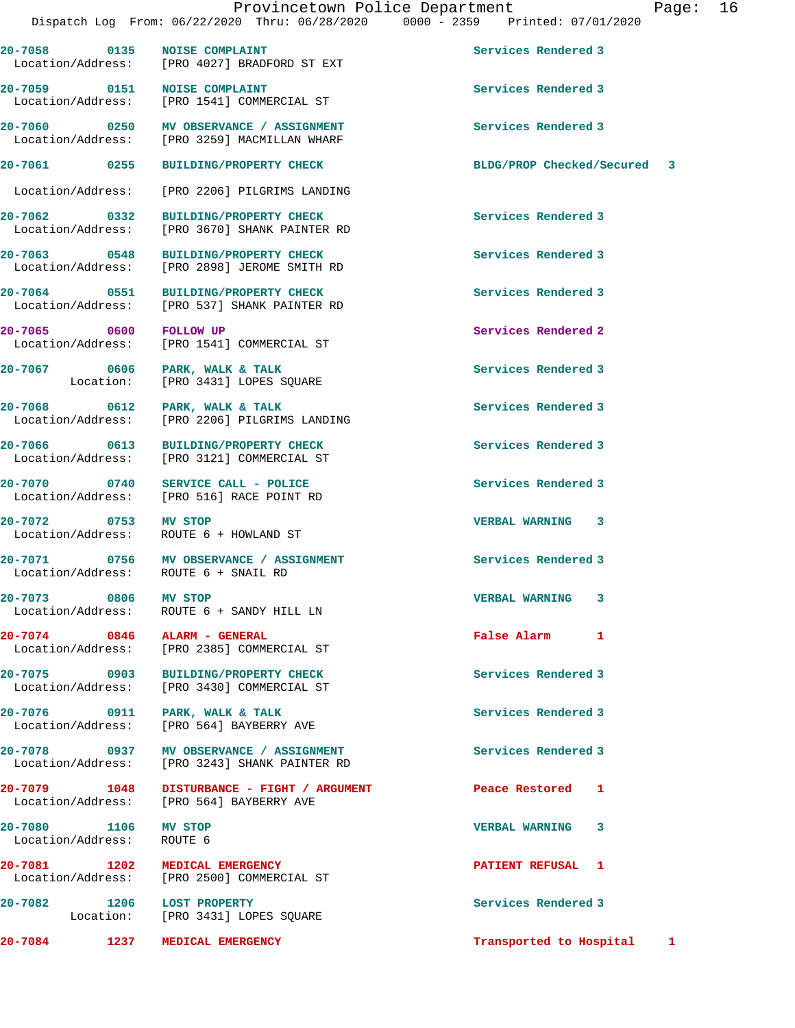20-7058 0135 NOISE COMPLAINT Services Rendered 3
Location/Address: [PRO 4027] BRADFORD ST EXT

20-7059 0151 NOISE COMPLAINT Services Rendered 3
Location/Address: [PRO 1541] COMMERCIAL ST

20-7060 0250 MV OBSERVANCE / ASSIGNMENT Services Rendered 3
Location/Address: [PRO 3259] MACMILLAN WHARF

20-7061 0255 BUILDING/PROPERTY CHECK BLDG/PROP Checked/Secured 3
Location/Address: [PRO 2206] PILGRIMS LANDING

20-7062 0332 BUILDING/PROPERTY CHECK Services Rendered 3
Location/Address: [PRO 3670] SHANK PAINTER RD

20-7063 0548 BUILDING/PROPERTY CHECK Services Rendered 3
Location/Address: [PRO 2898] JEROME SMITH RD

20-7064 0551 BUILDING/PROPERTY CHECK Services Rendered 3
Location/Address: [PRO 537] SHANK PAINTER RD

20-7065 0600 FOLLOW UP Services Rendered 2
Location/Address: [PRO 1541] COMMERCIAL ST

20-7067 0606 PARK, WALK & TALK Services Rendered 3
Location: [PRO 3431] LOPES SQUARE

20-7068 0612 PARK, WALK & TALK Services Rendered 3
Location/Address: [PRO 2206] PILGRIMS LANDING

20-7066 0613 BUILDING/PROPERTY CHECK Services Rendered 3
Location/Address: [PRO 3121] COMMERCIAL ST

20-7070 0740 SERVICE CALL - POLICE Services Rendered 3
Location/Address: [PRO 516] RACE POINT RD

20-7072 0753 MV STOP VERBAL WARNING 3
Location/Address: ROUTE 6 + HOWLAND ST

20-7071 0756 MV OBSERVANCE / ASSIGNMENT Services Rendered 3
Location/Address: ROUTE 6 + SNAIL RD

20-7073 0806 MV STOP VERBAL WARNING 3
Location/Address: ROUTE 6 + SANDY HILL LN

20-7074 0846 ALARM - GENERAL False Alarm 1
Location/Address: [PRO 2385] COMMERCIAL ST

20-7075 0903 BUILDING/PROPERTY CHECK Services Rendered 3
Location/Address: [PRO 3430] COMMERCIAL ST

20-7076 0911 PARK, WALK & TALK Services Rendered 3
Location/Address: [PRO 564] BAYBERRY AVE

20-7078 0937 MV OBSERVANCE / ASSIGNMENT Services Rendered 3
Location/Address: [PRO 3243] SHANK PAINTER RD

20-7079 1048 DISTURBANCE - FIGHT / ARGUMENT Peace Restored 1
Location/Address: [PRO 564] BAYBERRY AVE

20-7080 1106 MV STOP VERBAL WARNING 3
Location/Address: ROUTE 6

20-7081 1202 MEDICAL EMERGENCY PATIENT REFUSAL 1
Location/Address: [PRO 2500] COMMERCIAL ST

20-7082 1206 LOST PROPERTY Services Rendered 3
Location: [PRO 3431] LOPES SQUARE

20-7084 1237 MEDICAL EMERGENCY Transported to Hospital 1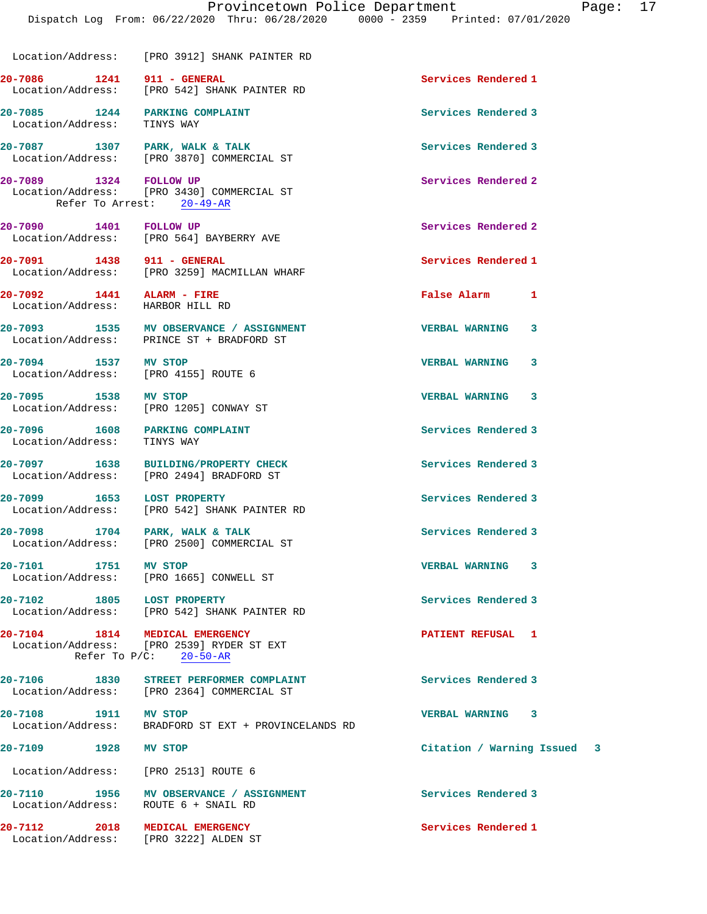Location/Address: [PRO 3912] SHANK PAINTER RD

| Call # | Time | Call Reason | Action | Priority |
|---|---|---|---|---|
| 20-7086 | 1241 | 911 - GENERAL | Services Rendered | 1 |
| | | Location/Address: [PRO 542] SHANK PAINTER RD | | |
| 20-7085 | 1244 | PARKING COMPLAINT | Services Rendered | 3 |
| | | Location/Address: TINYS WAY | | |
| 20-7087 | 1307 | PARK, WALK & TALK | Services Rendered | 3 |
| | | Location/Address: [PRO 3870] COMMERCIAL ST | | |
| 20-7089 | 1324 | FOLLOW UP | Services Rendered | 2 |
| | | Location/Address: [PRO 3430] COMMERCIAL ST; Refer To Arrest: 20-49-AR | | |
| 20-7090 | 1401 | FOLLOW UP | Services Rendered | 2 |
| | | Location/Address: [PRO 564] BAYBERRY AVE | | |
| 20-7091 | 1438 | 911 - GENERAL | Services Rendered | 1 |
| | | Location/Address: [PRO 3259] MACMILLAN WHARF | | |
| 20-7092 | 1441 | ALARM - FIRE | False Alarm | 1 |
| | | Location/Address: HARBOR HILL RD | | |
| 20-7093 | 1535 | MV OBSERVANCE / ASSIGNMENT | VERBAL WARNING | 3 |
| | | Location/Address: PRINCE ST + BRADFORD ST | | |
| 20-7094 | 1537 | MV STOP | VERBAL WARNING | 3 |
| | | Location/Address: [PRO 4155] ROUTE 6 | | |
| 20-7095 | 1538 | MV STOP | VERBAL WARNING | 3 |
| | | Location/Address: [PRO 1205] CONWAY ST | | |
| 20-7096 | 1608 | PARKING COMPLAINT | Services Rendered | 3 |
| | | Location/Address: TINYS WAY | | |
| 20-7097 | 1638 | BUILDING/PROPERTY CHECK | Services Rendered | 3 |
| | | Location/Address: [PRO 2494] BRADFORD ST | | |
| 20-7099 | 1653 | LOST PROPERTY | Services Rendered | 3 |
| | | Location/Address: [PRO 542] SHANK PAINTER RD | | |
| 20-7098 | 1704 | PARK, WALK & TALK | Services Rendered | 3 |
| | | Location/Address: [PRO 2500] COMMERCIAL ST | | |
| 20-7101 | 1751 | MV STOP | VERBAL WARNING | 3 |
| | | Location/Address: [PRO 1665] CONWELL ST | | |
| 20-7102 | 1805 | LOST PROPERTY | Services Rendered | 3 |
| | | Location/Address: [PRO 542] SHANK PAINTER RD | | |
| 20-7104 | 1814 | MEDICAL EMERGENCY | PATIENT REFUSAL | 1 |
| | | Location/Address: [PRO 2539] RYDER ST EXT; Refer To P/C: 20-50-AR | | |
| 20-7106 | 1830 | STREET PERFORMER COMPLAINT | Services Rendered | 3 |
| | | Location/Address: [PRO 2364] COMMERCIAL ST | | |
| 20-7108 | 1911 | MV STOP | VERBAL WARNING | 3 |
| | | Location/Address: BRADFORD ST EXT + PROVINCELANDS RD | | |
| 20-7109 | 1928 | MV STOP | Citation / Warning Issued | 3 |
| | | Location/Address: [PRO 2513] ROUTE 6 | | |
| 20-7110 | 1956 | MV OBSERVANCE / ASSIGNMENT | Services Rendered | 3 |
| | | Location/Address: ROUTE 6 + SNAIL RD | | |
| 20-7112 | 2018 | MEDICAL EMERGENCY | Services Rendered | 1 |
| | | Location/Address: [PRO 3222] ALDEN ST | | |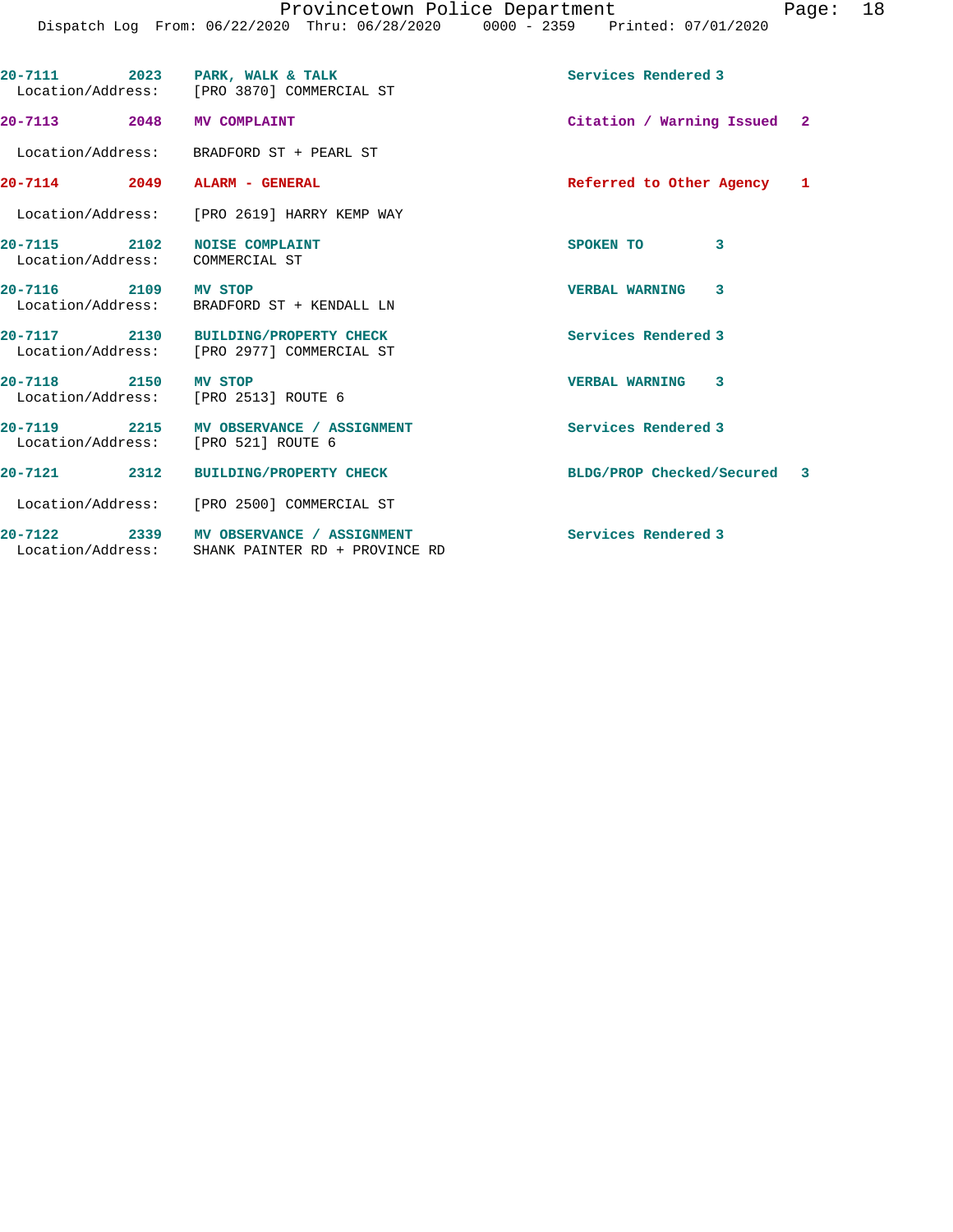| | | | |
|---|---|---|---|
| **20-7111** | **2023** | **PARK, WALK & TALK** | **Services Rendered 3** |
| Location/Address: | [PRO 3870] COMMERCIAL ST | | |
| **20-7113** | **2048** | **MV COMPLAINT** | **Citation / Warning Issued 2** |
| Location/Address: | BRADFORD ST + PEARL ST | | |
| **20-7114** | **2049** | **ALARM - GENERAL** | **Referred to Other Agency 1** |
| Location/Address: | [PRO 2619] HARRY KEMP WAY | | |
| **20-7115** | **2102** | **NOISE COMPLAINT** | **SPOKEN TO 3** |
| Location/Address: | COMMERCIAL ST | | |
| **20-7116** | **2109** | **MV STOP** | **VERBAL WARNING 3** |
| Location/Address: | BRADFORD ST + KENDALL LN | | |
| **20-7117** | **2130** | **BUILDING/PROPERTY CHECK** | **Services Rendered 3** |
| Location/Address: | [PRO 2977] COMMERCIAL ST | | |
| **20-7118** | **2150** | **MV STOP** | **VERBAL WARNING 3** |
| Location/Address: | [PRO 2513] ROUTE 6 | | |
| **20-7119** | **2215** | **MV OBSERVANCE / ASSIGNMENT** | **Services Rendered 3** |
| Location/Address: | [PRO 521] ROUTE 6 | | |
| **20-7121** | **2312** | **BUILDING/PROPERTY CHECK** | **BLDG/PROP Checked/Secured 3** |
| Location/Address: | [PRO 2500] COMMERCIAL ST | | |
| **20-7122** | **2339** | **MV OBSERVANCE / ASSIGNMENT** | **Services Rendered 3** |
| Location/Address: | SHANK PAINTER RD + PROVINCE RD | | |